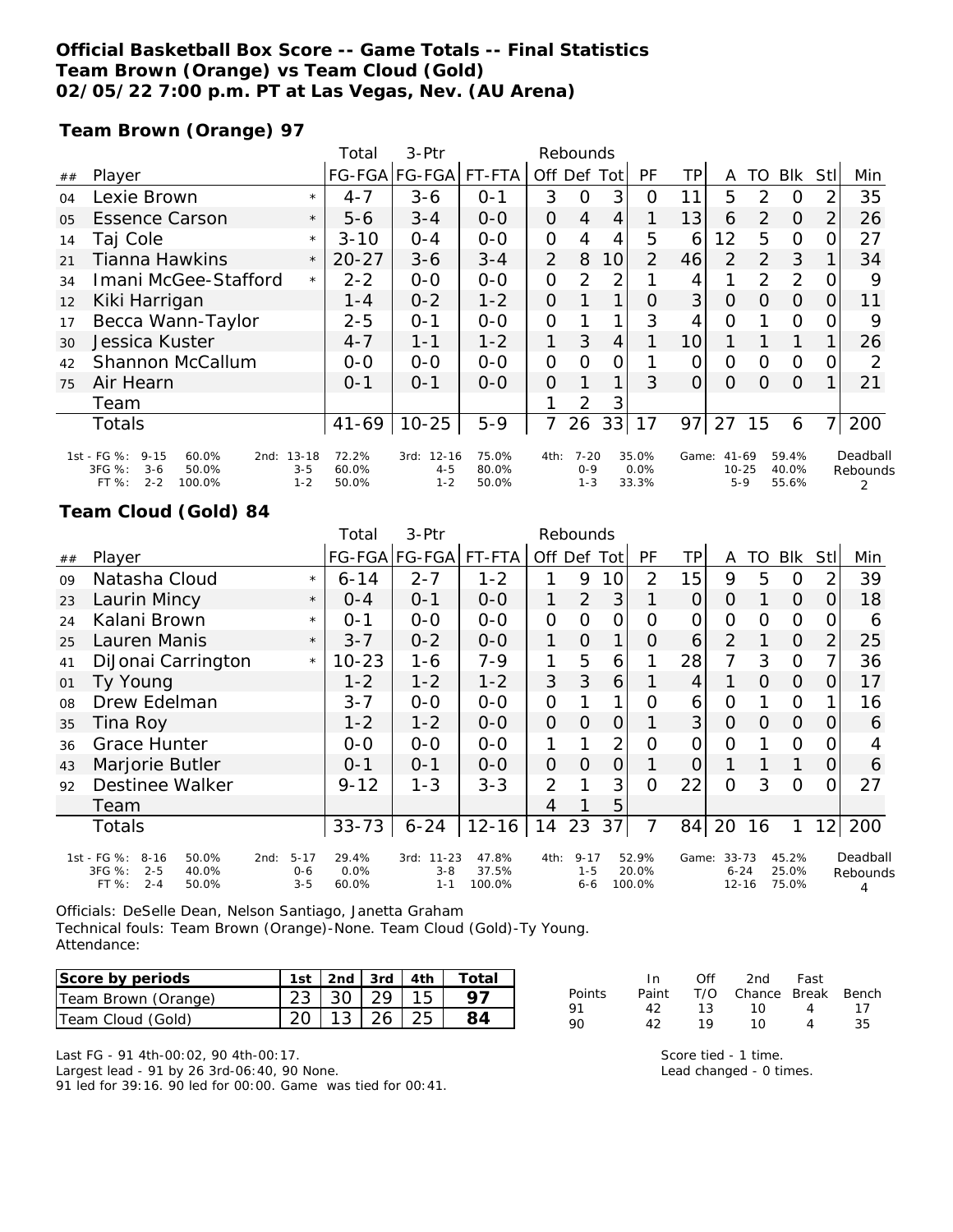**Official Basketball Box Score -- Game Totals -- Final Statistics**
**Team Brown (Orange) vs Team Cloud (Gold)**
**02/05/22 7:00 p.m. PT at Las Vegas, Nev. (AU Arena)**

**Team Brown (Orange) 97**

| ## | Player | | Total FG-FGA | 3-Ptr FG-FGA | FT-FTA | Rebounds Off | Def | Tot | PF | TP | A | TO | Blk | Stl | Min |
|---|---|---|---|---|---|---|---|---|---|---|---|---|---|---|---|
| 04 | Lexie Brown | * | 4-7 | 3-6 | 0-1 | 3 | 0 | 3 | 0 | 11 | 5 | 2 | 0 | 2 | 35 |
| 05 | Essence Carson | * | 5-6 | 3-4 | 0-0 | 0 | 4 | 4 | 1 | 13 | 6 | 2 | 0 | 2 | 26 |
| 14 | Taj Cole | * | 3-10 | 0-4 | 0-0 | 0 | 4 | 4 | 5 | 6 | 12 | 5 | 0 | 0 | 27 |
| 21 | Tianna Hawkins | * | 20-27 | 3-6 | 3-4 | 2 | 8 | 10 | 2 | 46 | 2 | 2 | 3 | 1 | 34 |
| 34 | Imani McGee-Stafford | * | 2-2 | 0-0 | 0-0 | 0 | 2 | 2 | 1 | 4 | 1 | 2 | 2 | 0 | 9 |
| 12 | Kiki Harrigan | | 1-4 | 0-2 | 1-2 | 0 | 1 | 1 | 0 | 3 | 0 | 0 | 0 | 0 | 11 |
| 17 | Becca Wann-Taylor | | 2-5 | 0-1 | 0-0 | 0 | 1 | 1 | 3 | 4 | 0 | 1 | 0 | 0 | 9 |
| 30 | Jessica Kuster | | 4-7 | 1-1 | 1-2 | 1 | 3 | 4 | 1 | 10 | 1 | 1 | 1 | 1 | 26 |
| 42 | Shannon McCallum | | 0-0 | 0-0 | 0-0 | 0 | 0 | 0 | 1 | 0 | 0 | 0 | 0 | 0 | 2 |
| 75 | Air Hearn | | 0-1 | 0-1 | 0-0 | 0 | 1 | 1 | 3 | 0 | 0 | 0 | 0 | 1 | 21 |
| | Team | | | | | 1 | 2 | 3 | | | | | | | |
| | Totals | | 41-69 | 10-25 | 5-9 | 7 | 26 | 33 | 17 | 97 | 27 | 15 | 6 | 7 | 200 |

| | 1st | | 2nd | | 3rd | | 4th | | Game | | Deadball Rebounds |
|---|---|---|---|---|---|---|---|---|---|---|---|
| FG % | 9-15 | 60.0% | 13-18 | 72.2% | 12-16 | 75.0% | 7-20 | 35.0% | 41-69 | 59.4% | 2 |
| 3FG % | 3-6 | 50.0% | 3-5 | 60.0% | 4-5 | 80.0% | 0-9 | 0.0% | 10-25 | 40.0% | |
| FT % | 2-2 | 100.0% | 1-2 | 50.0% | 1-2 | 50.0% | 1-3 | 33.3% | 5-9 | 55.6% | |

**Team Cloud (Gold) 84**

| ## | Player | | Total FG-FGA | 3-Ptr FG-FGA | FT-FTA | Rebounds Off | Def | Tot | PF | TP | A | TO | Blk | Stl | Min |
|---|---|---|---|---|---|---|---|---|---|---|---|---|---|---|---|
| 09 | Natasha Cloud | * | 6-14 | 2-7 | 1-2 | 1 | 9 | 10 | 2 | 15 | 9 | 5 | 0 | 2 | 39 |
| 23 | Laurin Mincy | * | 0-4 | 0-1 | 0-0 | 1 | 2 | 3 | 1 | 0 | 0 | 1 | 0 | 0 | 18 |
| 24 | Kalani Brown | * | 0-1 | 0-0 | 0-0 | 0 | 0 | 0 | 0 | 0 | 0 | 0 | 0 | 0 | 6 |
| 25 | Lauren Manis | * | 3-7 | 0-2 | 0-0 | 1 | 0 | 1 | 0 | 6 | 2 | 1 | 0 | 2 | 25 |
| 41 | DiJonai Carrington | * | 10-23 | 1-6 | 7-9 | 1 | 5 | 6 | 1 | 28 | 7 | 3 | 0 | 7 | 36 |
| 01 | Ty Young | | 1-2 | 1-2 | 1-2 | 3 | 3 | 6 | 1 | 4 | 1 | 0 | 0 | 0 | 17 |
| 08 | Drew Edelman | | 3-7 | 0-0 | 0-0 | 0 | 1 | 1 | 0 | 6 | 0 | 1 | 0 | 1 | 16 |
| 35 | Tina Roy | | 1-2 | 1-2 | 0-0 | 0 | 0 | 0 | 1 | 3 | 0 | 0 | 0 | 0 | 6 |
| 36 | Grace Hunter | | 0-0 | 0-0 | 0-0 | 1 | 1 | 2 | 0 | 0 | 0 | 1 | 0 | 0 | 4 |
| 43 | Marjorie Butler | | 0-1 | 0-1 | 0-0 | 0 | 0 | 0 | 1 | 0 | 1 | 1 | 1 | 0 | 6 |
| 92 | Destinee Walker | | 9-12 | 1-3 | 3-3 | 2 | 1 | 3 | 0 | 22 | 0 | 3 | 0 | 0 | 27 |
| | Team | | | | | 4 | 1 | 5 | | | | | | | |
| | Totals | | 33-73 | 6-24 | 12-16 | 14 | 23 | 37 | 7 | 84 | 20 | 16 | 1 | 12 | 200 |

| | 1st | | 2nd | | 3rd | | 4th | | Game | | Deadball Rebounds |
|---|---|---|---|---|---|---|---|---|---|---|---|
| FG % | 8-16 | 50.0% | 5-17 | 29.4% | 11-23 | 47.8% | 9-17 | 52.9% | 33-73 | 45.2% | 4 |
| 3FG % | 2-5 | 40.0% | 0-6 | 0.0% | 3-8 | 37.5% | 1-5 | 20.0% | 6-24 | 25.0% | |
| FT % | 2-4 | 50.0% | 3-5 | 60.0% | 1-1 | 100.0% | 6-6 | 100.0% | 12-16 | 75.0% | |

Officials: DeSelle Dean, Nelson Santiago, Janetta Graham
Technical fouls: Team Brown (Orange)-None. Team Cloud (Gold)-Ty Young.
Attendance:

| Score by periods | 1st | 2nd | 3rd | 4th | Total |
|---|---|---|---|---|---|
| Team Brown (Orange) | 23 | 30 | 29 | 15 | 97 |
| Team Cloud (Gold) | 20 | 13 | 26 | 25 | 84 |

| Points | In Paint | Off T/O | 2nd Chance | Fast Break | Bench |
|---|---|---|---|---|---|
| 91 | 42 | 13 | 10 | 4 | 17 |
| 90 | 42 | 19 | 10 | 4 | 35 |

Last FG - 91 4th-00:02, 90 4th-00:17.
Largest lead - 91 by 26 3rd-06:40, 90 None.
91 led for 39:16. 90 led for 00:00. Game was tied for 00:41.

Score tied - 1 time.
Lead changed - 0 times.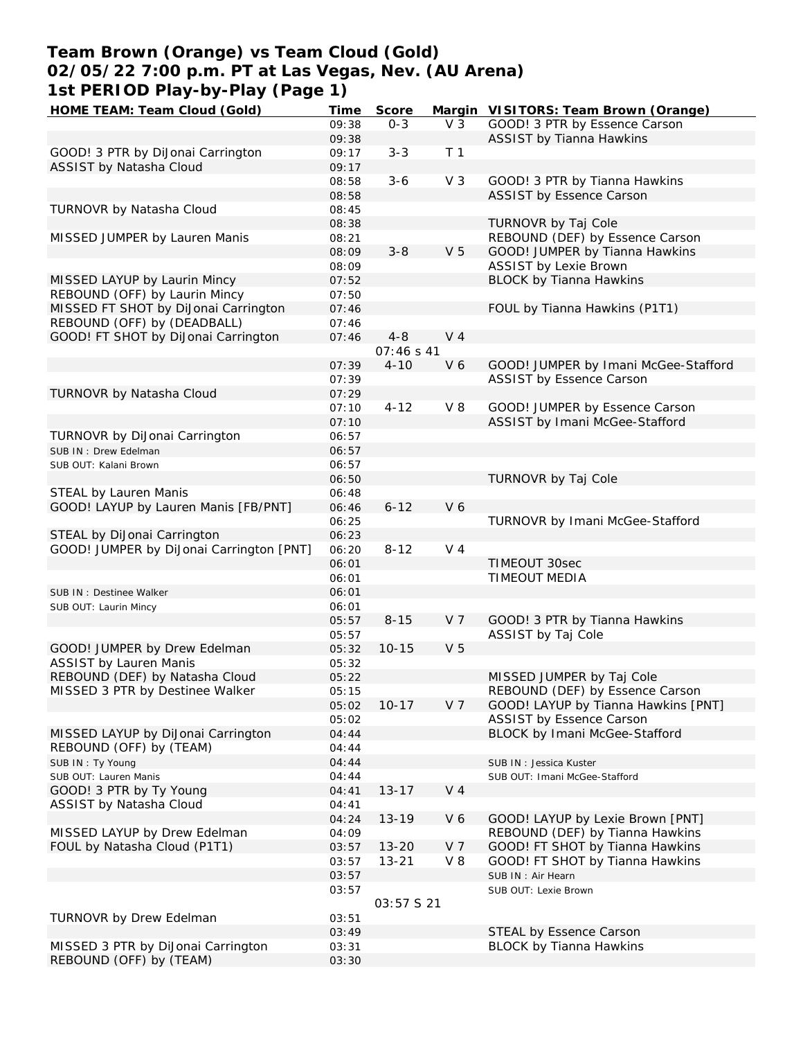# Team Brown (Orange) vs Team Cloud (Gold)
## 02/05/22 7:00 p.m. PT at Las Vegas, Nev. (AU Arena)
## 1st PERIOD Play-by-Play (Page 1)

| HOME TEAM: Team Cloud (Gold) | Time | Score | Margin | VISITORS: Team Brown (Orange) |
|---|---|---|---|---|
| | 09:38 | 0-3 | V 3 | GOOD! 3 PTR by Essence Carson |
| | 09:38 | | | ASSIST by Tianna Hawkins |
| GOOD! 3 PTR by DiJonai Carrington | 09:17 | 3-3 | T 1 | |
| ASSIST by Natasha Cloud | 09:17 | | | |
| | 08:58 | 3-6 | V 3 | GOOD! 3 PTR by Tianna Hawkins |
| | 08:58 | | | ASSIST by Essence Carson |
| TURNOVR by Natasha Cloud | 08:45 | | | |
| | 08:38 | | | TURNOVR by Taj Cole |
| MISSED JUMPER by Lauren Manis | 08:21 | | | REBOUND (DEF) by Essence Carson |
| | 08:09 | 3-8 | V 5 | GOOD! JUMPER by Tianna Hawkins |
| | 08:09 | | | ASSIST by Lexie Brown |
| MISSED LAYUP by Laurin Mincy | 07:52 | | | BLOCK by Tianna Hawkins |
| REBOUND (OFF) by Laurin Mincy | 07:50 | | | |
| MISSED FT SHOT by DiJonai Carrington | 07:46 | | | FOUL by Tianna Hawkins (P1T1) |
| REBOUND (OFF) by (DEADBALL) | 07:46 | | | |
| GOOD! FT SHOT by DiJonai Carrington | 07:46 | 4-8 | V 4 | |
| | | 07:46 s 41 | | |
| | 07:39 | 4-10 | V 6 | GOOD! JUMPER by Imani McGee-Stafford |
| | 07:39 | | | ASSIST by Essence Carson |
| TURNOVR by Natasha Cloud | 07:29 | | | |
| | 07:10 | 4-12 | V 8 | GOOD! JUMPER by Essence Carson |
| | 07:10 | | | ASSIST by Imani McGee-Stafford |
| TURNOVR by DiJonai Carrington | 06:57 | | | |
| SUB IN : Drew Edelman | 06:57 | | | |
| SUB OUT: Kalani Brown | 06:57 | | | |
| | 06:50 | | | TURNOVR by Taj Cole |
| STEAL by Lauren Manis | 06:48 | | | |
| GOOD! LAYUP by Lauren Manis [FB/PNT] | 06:46 | 6-12 | V 6 | |
| | 06:25 | | | TURNOVR by Imani McGee-Stafford |
| STEAL by DiJonai Carrington | 06:23 | | | |
| GOOD! JUMPER by DiJonai Carrington [PNT] | 06:20 | 8-12 | V 4 | |
| | 06:01 | | | TIMEOUT 30sec |
| | 06:01 | | | TIMEOUT MEDIA |
| SUB IN : Destinee Walker | 06:01 | | | |
| SUB OUT: Laurin Mincy | 06:01 | | | |
| | 05:57 | 8-15 | V 7 | GOOD! 3 PTR by Tianna Hawkins |
| | 05:57 | | | ASSIST by Taj Cole |
| GOOD! JUMPER by Drew Edelman | 05:32 | 10-15 | V 5 | |
| ASSIST by Lauren Manis | 05:32 | | | |
| REBOUND (DEF) by Natasha Cloud | 05:22 | | | MISSED JUMPER by Taj Cole |
| MISSED 3 PTR by Destinee Walker | 05:15 | | | REBOUND (DEF) by Essence Carson |
| | 05:02 | 10-17 | V 7 | GOOD! LAYUP by Tianna Hawkins [PNT] |
| | 05:02 | | | ASSIST by Essence Carson |
| MISSED LAYUP by DiJonai Carrington | 04:44 | | | BLOCK by Imani McGee-Stafford |
| REBOUND (OFF) by (TEAM) | 04:44 | | | |
| SUB IN : Ty Young | 04:44 | | | SUB IN : Jessica Kuster |
| SUB OUT: Lauren Manis | 04:44 | | | SUB OUT: Imani McGee-Stafford |
| GOOD! 3 PTR by Ty Young | 04:41 | 13-17 | V 4 | |
| ASSIST by Natasha Cloud | 04:41 | | | |
| | 04:24 | 13-19 | V 6 | GOOD! LAYUP by Lexie Brown [PNT] |
| MISSED LAYUP by Drew Edelman | 04:09 | | | REBOUND (DEF) by Tianna Hawkins |
| FOUL by Natasha Cloud (P1T1) | 03:57 | 13-20 | V 7 | GOOD! FT SHOT by Tianna Hawkins |
| | 03:57 | 13-21 | V 8 | GOOD! FT SHOT by Tianna Hawkins |
| | 03:57 | | | SUB IN : Air Hearn |
| | 03:57 | | | SUB OUT: Lexie Brown |
| | | 03:57 S 21 | | |
| TURNOVR by Drew Edelman | 03:51 | | | |
| | 03:49 | | | STEAL by Essence Carson |
| MISSED 3 PTR by DiJonai Carrington | 03:31 | | | BLOCK by Tianna Hawkins |
| REBOUND (OFF) by (TEAM) | 03:30 | | | |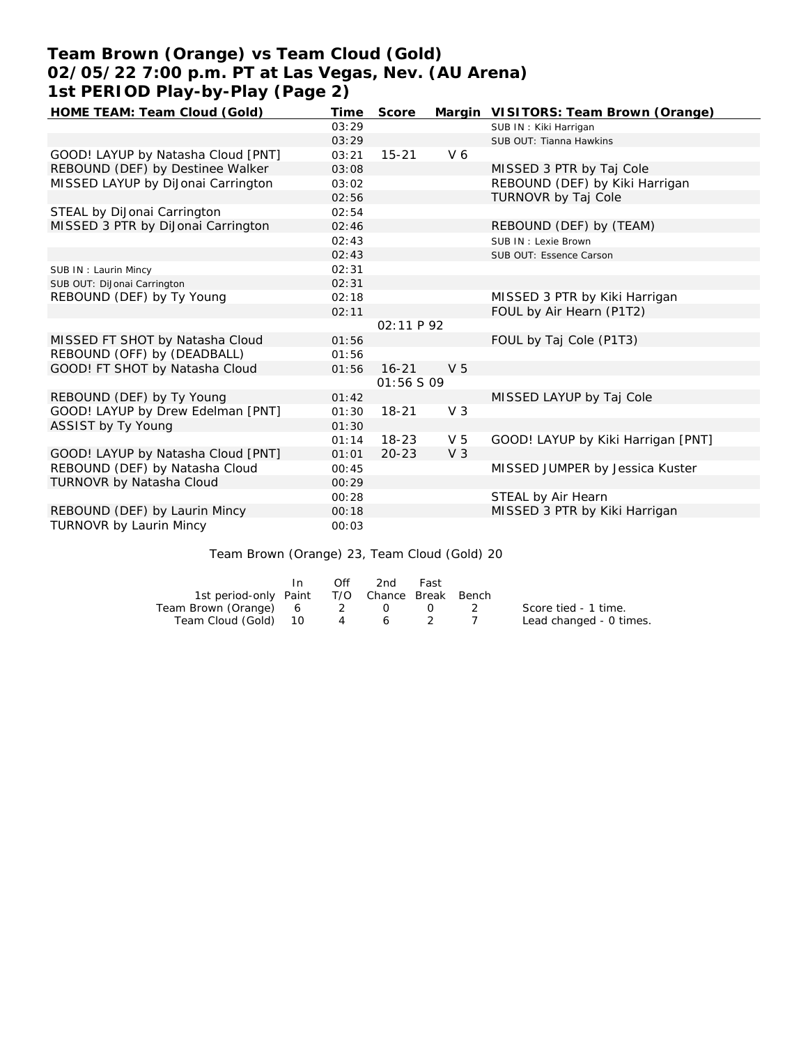# Team Brown (Orange) vs Team Cloud (Gold)
## 02/05/22 7:00 p.m. PT at Las Vegas, Nev. (AU Arena)
### 1st PERIOD Play-by-Play (Page 2)

| HOME TEAM: Team Cloud (Gold) | Time | Score | Margin | VISITORS: Team Brown (Orange) |
|---|---|---|---|---|
| | 03:29 | | | SUB IN : Kiki Harrigan |
| | 03:29 | | | SUB OUT: Tianna Hawkins |
| GOOD! LAYUP by Natasha Cloud [PNT] | 03:21 | 15-21 | V 6 | |
| REBOUND (DEF) by Destinee Walker | 03:08 | | | MISSED 3 PTR by Taj Cole |
| MISSED LAYUP by DiJonai Carrington | 03:02 | | | REBOUND (DEF) by Kiki Harrigan |
| | 02:56 | | | TURNOVR by Taj Cole |
| STEAL by DiJonai Carrington | 02:54 | | | |
| MISSED 3 PTR by DiJonai Carrington | 02:46 | | | REBOUND (DEF) by (TEAM) |
| | 02:43 | | | SUB IN : Lexie Brown |
| | 02:43 | | | SUB OUT: Essence Carson |
| SUB IN : Laurin Mincy | 02:31 | | | |
| SUB OUT: DiJonai Carrington | 02:31 | | | |
| REBOUND (DEF) by Ty Young | 02:18 | | | MISSED 3 PTR by Kiki Harrigan |
| | 02:11 | | | FOUL by Air Hearn (P1T2) |
| | | 02:11 P 92 | | |
| MISSED FT SHOT by Natasha Cloud | 01:56 | | | FOUL by Taj Cole (P1T3) |
| REBOUND (OFF) by (DEADBALL) | 01:56 | | | |
| GOOD! FT SHOT by Natasha Cloud | 01:56 | 16-21 | V 5 | |
| | | 01:56 S 09 | | |
| REBOUND (DEF) by Ty Young | 01:42 | | | MISSED LAYUP by Taj Cole |
| GOOD! LAYUP by Drew Edelman [PNT] | 01:30 | 18-21 | V 3 | |
| ASSIST by Ty Young | 01:30 | | | |
| | 01:14 | 18-23 | V 5 | GOOD! LAYUP by Kiki Harrigan [PNT] |
| GOOD! LAYUP by Natasha Cloud [PNT] | 01:01 | 20-23 | V 3 | |
| REBOUND (DEF) by Natasha Cloud | 00:45 | | | MISSED JUMPER by Jessica Kuster |
| TURNOVR by Natasha Cloud | 00:29 | | | |
| | 00:28 | | | STEAL by Air Hearn |
| REBOUND (DEF) by Laurin Mincy | 00:18 | | | MISSED 3 PTR by Kiki Harrigan |
| TURNOVR by Laurin Mincy | 00:03 | | | |

Team Brown (Orange) 23, Team Cloud (Gold) 20

| 1st period-only | In Paint | Off T/O | 2nd Chance | Fast Break | Bench |
|---|---|---|---|---|---|
| Team Brown (Orange) | 6 | 2 | 0 | 0 | 2 |
| Team Cloud (Gold) | 10 | 4 | 6 | 2 | 7 |

Score tied - 1 time.
Lead changed - 0 times.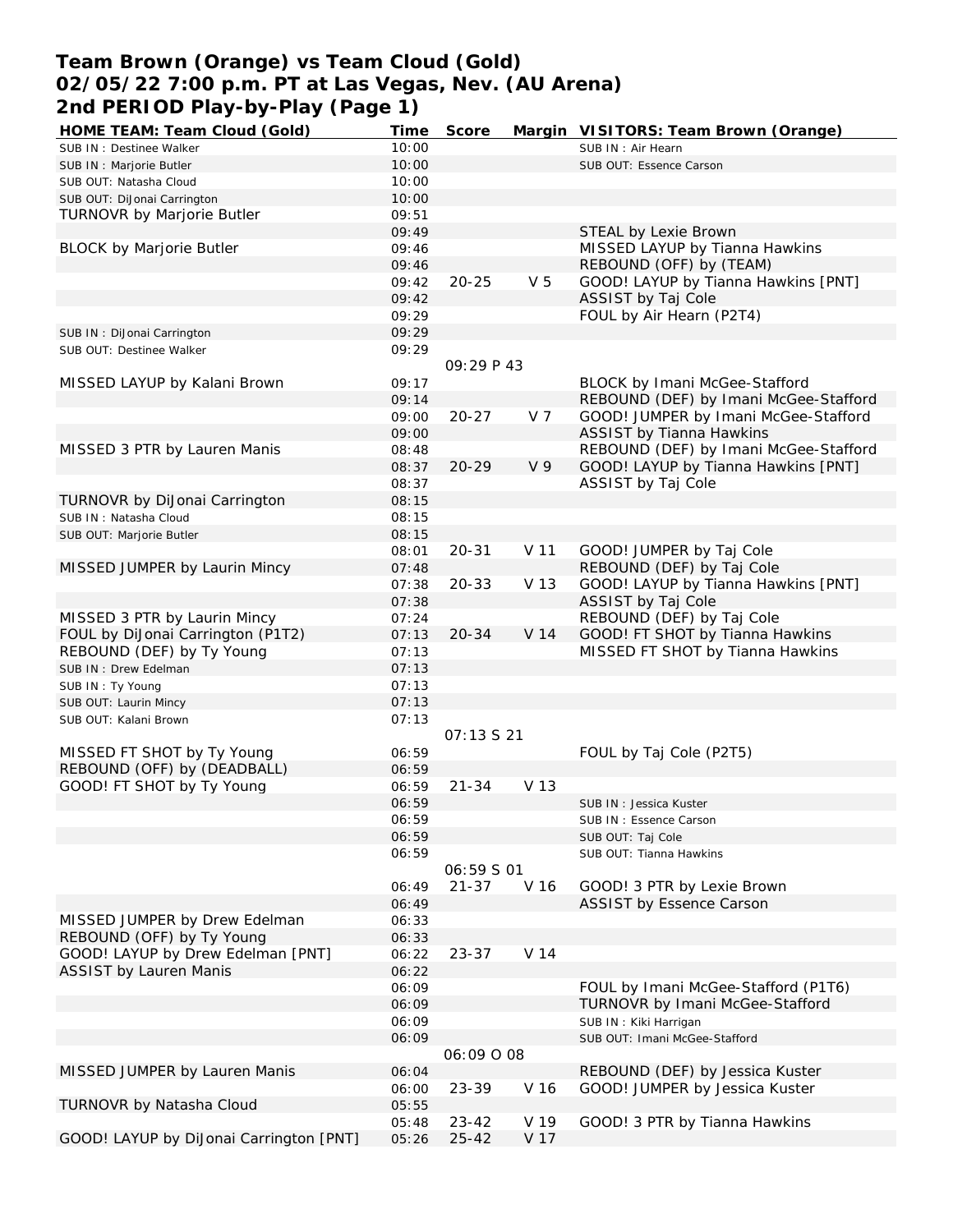# Team Brown (Orange) vs Team Cloud (Gold)
## 02/05/22 7:00 p.m. PT at Las Vegas, Nev. (AU Arena)
## 2nd PERIOD Play-by-Play (Page 1)

| HOME TEAM: Team Cloud (Gold) | Time | Score | Margin | VISITORS: Team Brown (Orange) |
|---|---|---|---|---|
| SUB IN : Destinee Walker | 10:00 | | | SUB IN : Air Hearn |
| SUB IN : Marjorie Butler | 10:00 | | | SUB OUT: Essence Carson |
| SUB OUT: Natasha Cloud | 10:00 | | | |
| SUB OUT: DiJonai Carrington | 10:00 | | | |
| TURNOVR by Marjorie Butler | 09:51 | | | |
| | 09:49 | | | STEAL by Lexie Brown |
| BLOCK by Marjorie Butler | 09:46 | | | MISSED LAYUP by Tianna Hawkins |
| | 09:46 | | | REBOUND (OFF) by (TEAM) |
| | 09:42 | 20-25 | V 5 | GOOD! LAYUP by Tianna Hawkins [PNT] |
| | 09:42 | | | ASSIST by Taj Cole |
| | 09:29 | | | FOUL by Air Hearn (P2T4) |
| SUB IN : DiJonai Carrington | 09:29 | | | |
| SUB OUT: Destinee Walker | 09:29 | | | |
| | | 09:29 P 43 | | |
| MISSED LAYUP by Kalani Brown | 09:17 | | | BLOCK by Imani McGee-Stafford |
| | 09:14 | | | REBOUND (DEF) by Imani McGee-Stafford |
| | 09:00 | 20-27 | V 7 | GOOD! JUMPER by Imani McGee-Stafford |
| | 09:00 | | | ASSIST by Tianna Hawkins |
| MISSED 3 PTR by Lauren Manis | 08:48 | | | REBOUND (DEF) by Imani McGee-Stafford |
| | 08:37 | 20-29 | V 9 | GOOD! LAYUP by Tianna Hawkins [PNT] |
| | 08:37 | | | ASSIST by Taj Cole |
| TURNOVR by DiJonai Carrington | 08:15 | | | |
| SUB IN : Natasha Cloud | 08:15 | | | |
| SUB OUT: Marjorie Butler | 08:15 | | | |
| | 08:01 | 20-31 | V 11 | GOOD! JUMPER by Taj Cole |
| MISSED JUMPER by Laurin Mincy | 07:48 | | | REBOUND (DEF) by Taj Cole |
| | 07:38 | 20-33 | V 13 | GOOD! LAYUP by Tianna Hawkins [PNT] |
| | 07:38 | | | ASSIST by Taj Cole |
| MISSED 3 PTR by Laurin Mincy | 07:24 | | | REBOUND (DEF) by Taj Cole |
| FOUL by DiJonai Carrington (P1T2) | 07:13 | 20-34 | V 14 | GOOD! FT SHOT by Tianna Hawkins |
| REBOUND (DEF) by Ty Young | 07:13 | | | MISSED FT SHOT by Tianna Hawkins |
| SUB IN : Drew Edelman | 07:13 | | | |
| SUB IN : Ty Young | 07:13 | | | |
| SUB OUT: Laurin Mincy | 07:13 | | | |
| SUB OUT: Kalani Brown | 07:13 | | | |
| | | 07:13 S 21 | | |
| MISSED FT SHOT by Ty Young | 06:59 | | | FOUL by Taj Cole (P2T5) |
| REBOUND (OFF) by (DEADBALL) | 06:59 | | | |
| GOOD! FT SHOT by Ty Young | 06:59 | 21-34 | V 13 | |
| | 06:59 | | | SUB IN : Jessica Kuster |
| | 06:59 | | | SUB IN : Essence Carson |
| | 06:59 | | | SUB OUT: Taj Cole |
| | 06:59 | | | SUB OUT: Tianna Hawkins |
| | | 06:59 S 01 | | |
| | 06:49 | 21-37 | V 16 | GOOD! 3 PTR by Lexie Brown |
| | 06:49 | | | ASSIST by Essence Carson |
| MISSED JUMPER by Drew Edelman | 06:33 | | | |
| REBOUND (OFF) by Ty Young | 06:33 | | | |
| GOOD! LAYUP by Drew Edelman [PNT] | 06:22 | 23-37 | V 14 | |
| ASSIST by Lauren Manis | 06:22 | | | |
| | 06:09 | | | FOUL by Imani McGee-Stafford (P1T6) |
| | 06:09 | | | TURNOVR by Imani McGee-Stafford |
| | 06:09 | | | SUB IN : Kiki Harrigan |
| | 06:09 | | | SUB OUT: Imani McGee-Stafford |
| | | 06:09 O 08 | | |
| MISSED JUMPER by Lauren Manis | 06:04 | | | REBOUND (DEF) by Jessica Kuster |
| | 06:00 | 23-39 | V 16 | GOOD! JUMPER by Jessica Kuster |
| TURNOVR by Natasha Cloud | 05:55 | | | |
| | 05:48 | 23-42 | V 19 | GOOD! 3 PTR by Tianna Hawkins |
| GOOD! LAYUP by DiJonai Carrington [PNT] | 05:26 | 25-42 | V 17 | |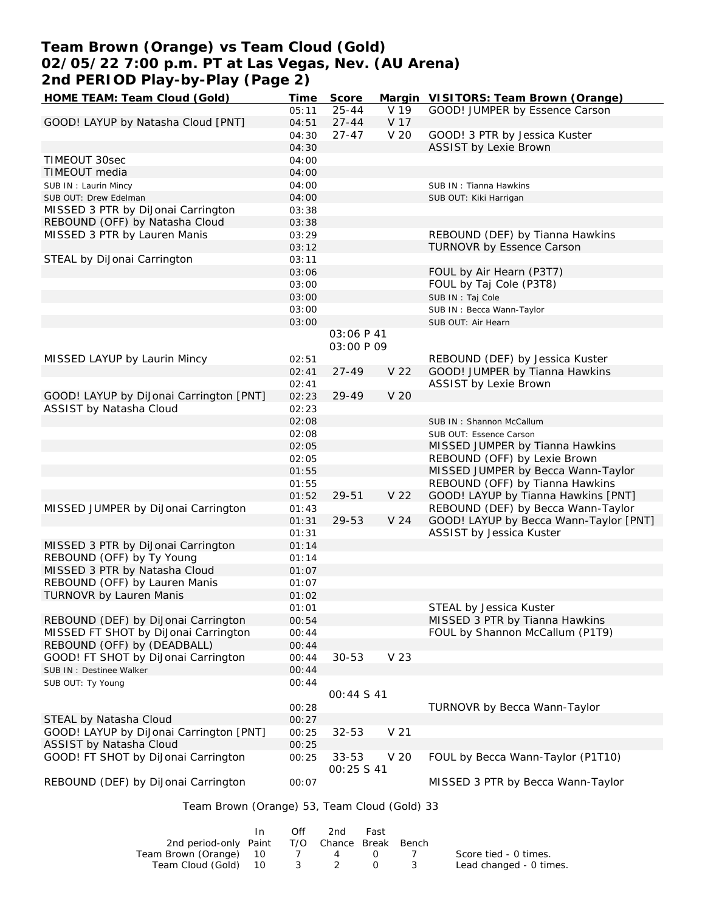# Team Brown (Orange) vs Team Cloud (Gold)
## 02/05/22 7:00 p.m. PT at Las Vegas, Nev. (AU Arena)
## 2nd PERIOD Play-by-Play (Page 2)

| HOME TEAM: Team Cloud (Gold) | Time | Score | Margin | VISITORS: Team Brown (Orange) |
|---|---|---|---|---|
| | 05:11 | 25-44 | V 19 | GOOD! JUMPER by Essence Carson |
| GOOD! LAYUP by Natasha Cloud [PNT] | 04:51 | 27-44 | V 17 | |
| | 04:30 | 27-47 | V 20 | GOOD! 3 PTR by Jessica Kuster |
| | 04:30 | | | ASSIST by Lexie Brown |
| TIMEOUT 30sec | 04:00 | | | |
| TIMEOUT media | 04:00 | | | |
| SUB IN : Laurin Mincy | 04:00 | | | SUB IN : Tianna Hawkins |
| SUB OUT: Drew Edelman | 04:00 | | | SUB OUT: Kiki Harrigan |
| MISSED 3 PTR by DiJonai Carrington | 03:38 | | | |
| REBOUND (OFF) by Natasha Cloud | 03:38 | | | |
| MISSED 3 PTR by Lauren Manis | 03:29 | | | REBOUND (DEF) by Tianna Hawkins |
| | 03:12 | | | TURNOVR by Essence Carson |
| STEAL by DiJonai Carrington | 03:11 | | | |
| | 03:06 | | | FOUL by Air Hearn (P3T7) |
| | 03:00 | | | FOUL by Taj Cole (P3T8) |
| | 03:00 | | | SUB IN : Taj Cole |
| | 03:00 | | | SUB IN : Becca Wann-Taylor |
| | 03:00 | | | SUB OUT: Air Hearn |
| | | 03:06 P 41 | | |
| | | 03:00 P 09 | | |
| MISSED LAYUP by Laurin Mincy | 02:51 | | | REBOUND (DEF) by Jessica Kuster |
| | 02:41 | 27-49 | V 22 | GOOD! JUMPER by Tianna Hawkins |
| | 02:41 | | | ASSIST by Lexie Brown |
| GOOD! LAYUP by DiJonai Carrington [PNT] | 02:23 | 29-49 | V 20 | |
| ASSIST by Natasha Cloud | 02:23 | | | |
| | 02:08 | | | SUB IN : Shannon McCallum |
| | 02:08 | | | SUB OUT: Essence Carson |
| | 02:05 | | | MISSED JUMPER by Tianna Hawkins |
| | 02:05 | | | REBOUND (OFF) by Lexie Brown |
| | 01:55 | | | MISSED JUMPER by Becca Wann-Taylor |
| | 01:55 | | | REBOUND (OFF) by Tianna Hawkins |
| | 01:52 | 29-51 | V 22 | GOOD! LAYUP by Tianna Hawkins [PNT] |
| MISSED JUMPER by DiJonai Carrington | 01:43 | | | REBOUND (DEF) by Becca Wann-Taylor |
| | 01:31 | 29-53 | V 24 | GOOD! LAYUP by Becca Wann-Taylor [PNT] |
| | 01:31 | | | ASSIST by Jessica Kuster |
| MISSED 3 PTR by DiJonai Carrington | 01:14 | | | |
| REBOUND (OFF) by Ty Young | 01:14 | | | |
| MISSED 3 PTR by Natasha Cloud | 01:07 | | | |
| REBOUND (OFF) by Lauren Manis | 01:07 | | | |
| TURNOVR by Lauren Manis | 01:02 | | | |
| | 01:01 | | | STEAL by Jessica Kuster |
| REBOUND (DEF) by DiJonai Carrington | 00:54 | | | MISSED 3 PTR by Tianna Hawkins |
| MISSED FT SHOT by DiJonai Carrington | 00:44 | | | FOUL by Shannon McCallum (P1T9) |
| REBOUND (OFF) by (DEADBALL) | 00:44 | | | |
| GOOD! FT SHOT by DiJonai Carrington | 00:44 | 30-53 | V 23 | |
| SUB IN : Destinee Walker | 00:44 | | | |
| SUB OUT: Ty Young | 00:44 | | | |
| | | 00:44 S 41 | | |
| | 00:28 | | | TURNOVR by Becca Wann-Taylor |
| STEAL by Natasha Cloud | 00:27 | | | |
| GOOD! LAYUP by DiJonai Carrington [PNT] | 00:25 | 32-53 | V 21 | |
| ASSIST by Natasha Cloud | 00:25 | | | |
| GOOD! FT SHOT by DiJonai Carrington | 00:25 | 33-53 | V 20 | FOUL by Becca Wann-Taylor (P1T10) |
| | | 00:25 S 41 | | |
| REBOUND (DEF) by DiJonai Carrington | 00:07 | | | MISSED 3 PTR by Becca Wann-Taylor |

Team Brown (Orange) 53, Team Cloud (Gold) 33

| 2nd period-only | In Paint | Off T/O | 2nd Chance | Fast Break | Bench |
|---|---|---|---|---|---|
| Team Brown (Orange) | 10 | 7 | 4 | 0 | 7 |
| Team Cloud (Gold) | 10 | 3 | 2 | 0 | 3 |

Score tied - 0 times.
Lead changed - 0 times.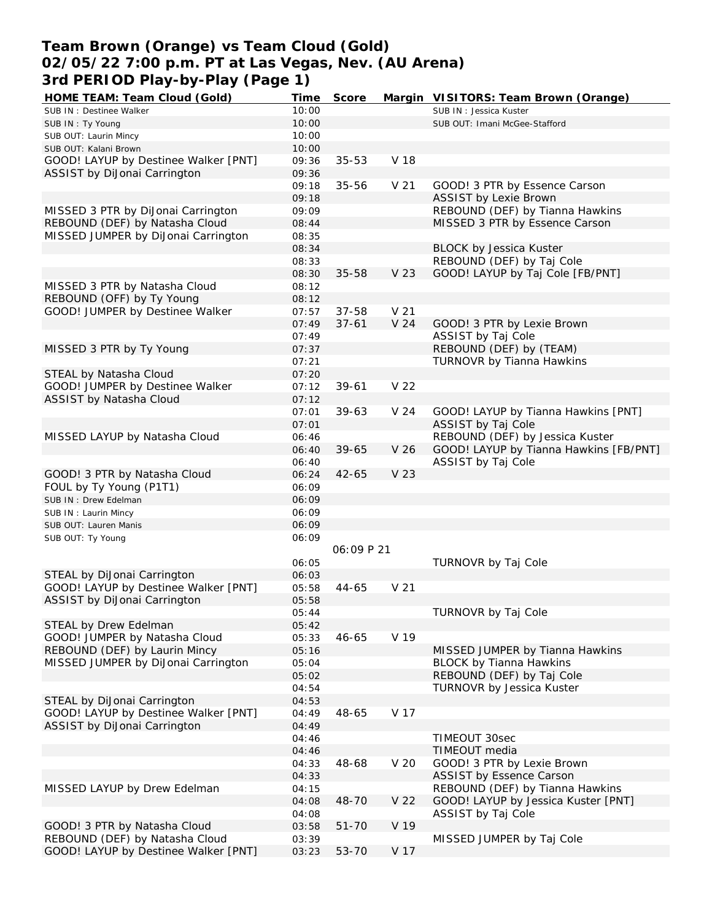# Team Brown (Orange) vs Team Cloud (Gold)
# 02/05/22 7:00 p.m. PT at Las Vegas, Nev. (AU Arena)
# 3rd PERIOD Play-by-Play (Page 1)

| HOME TEAM: Team Cloud (Gold) | Time | Score | Margin | VISITORS: Team Brown (Orange) |
|---|---|---|---|---|
| SUB IN : Destinee Walker | 10:00 | | | SUB IN : Jessica Kuster |
| SUB IN : Ty Young | 10:00 | | | SUB OUT: Imani McGee-Stafford |
| SUB OUT: Laurin Mincy | 10:00 | | | |
| SUB OUT: Kalani Brown | 10:00 | | | |
| GOOD! LAYUP by Destinee Walker [PNT] | 09:36 | 35-53 | V 18 | |
| ASSIST by DiJonai Carrington | 09:36 | | | |
| | 09:18 | 35-56 | V 21 | GOOD! 3 PTR by Essence Carson |
| | 09:18 | | | ASSIST by Lexie Brown |
| MISSED 3 PTR by DiJonai Carrington | 09:09 | | | REBOUND (DEF) by Tianna Hawkins |
| REBOUND (DEF) by Natasha Cloud | 08:44 | | | MISSED 3 PTR by Essence Carson |
| MISSED JUMPER by DiJonai Carrington | 08:35 | | | |
| | 08:34 | | | BLOCK by Jessica Kuster |
| | 08:33 | | | REBOUND (DEF) by Taj Cole |
| | 08:30 | 35-58 | V 23 | GOOD! LAYUP by Taj Cole [FB/PNT] |
| MISSED 3 PTR by Natasha Cloud | 08:12 | | | |
| REBOUND (OFF) by Ty Young | 08:12 | | | |
| GOOD! JUMPER by Destinee Walker | 07:57 | 37-58 | V 21 | |
| | 07:49 | 37-61 | V 24 | GOOD! 3 PTR by Lexie Brown |
| | 07:49 | | | ASSIST by Taj Cole |
| MISSED 3 PTR by Ty Young | 07:37 | | | REBOUND (DEF) by (TEAM) |
| | 07:21 | | | TURNOVR by Tianna Hawkins |
| STEAL by Natasha Cloud | 07:20 | | | |
| GOOD! JUMPER by Destinee Walker | 07:12 | 39-61 | V 22 | |
| ASSIST by Natasha Cloud | 07:12 | | | |
| | 07:01 | 39-63 | V 24 | GOOD! LAYUP by Tianna Hawkins [PNT] |
| | 07:01 | | | ASSIST by Taj Cole |
| MISSED LAYUP by Natasha Cloud | 06:46 | | | REBOUND (DEF) by Jessica Kuster |
| | 06:40 | 39-65 | V 26 | GOOD! LAYUP by Tianna Hawkins [FB/PNT] |
| | 06:40 | | | ASSIST by Taj Cole |
| GOOD! 3 PTR by Natasha Cloud | 06:24 | 42-65 | V 23 | |
| FOUL by Ty Young (P1T1) | 06:09 | | | |
| SUB IN : Drew Edelman | 06:09 | | | |
| SUB IN : Laurin Mincy | 06:09 | | | |
| SUB OUT: Lauren Manis | 06:09 | | | |
| SUB OUT: Ty Young | 06:09 | | | |
| | | 06:09 P 21 | | |
| | 06:05 | | | TURNOVR by Taj Cole |
| STEAL by DiJonai Carrington | 06:03 | | | |
| GOOD! LAYUP by Destinee Walker [PNT] | 05:58 | 44-65 | V 21 | |
| ASSIST by DiJonai Carrington | 05:58 | | | |
| | 05:44 | | | TURNOVR by Taj Cole |
| STEAL by Drew Edelman | 05:42 | | | |
| GOOD! JUMPER by Natasha Cloud | 05:33 | 46-65 | V 19 | |
| REBOUND (DEF) by Laurin Mincy | 05:16 | | | MISSED JUMPER by Tianna Hawkins |
| MISSED JUMPER by DiJonai Carrington | 05:04 | | | BLOCK by Tianna Hawkins |
| | 05:02 | | | REBOUND (DEF) by Taj Cole |
| | 04:54 | | | TURNOVR by Jessica Kuster |
| STEAL by DiJonai Carrington | 04:53 | | | |
| GOOD! LAYUP by Destinee Walker [PNT] | 04:49 | 48-65 | V 17 | |
| ASSIST by DiJonai Carrington | 04:49 | | | |
| | 04:46 | | | TIMEOUT 30sec |
| | 04:46 | | | TIMEOUT media |
| | 04:33 | 48-68 | V 20 | GOOD! 3 PTR by Lexie Brown |
| | 04:33 | | | ASSIST by Essence Carson |
| MISSED LAYUP by Drew Edelman | 04:15 | | | REBOUND (DEF) by Tianna Hawkins |
| | 04:08 | 48-70 | V 22 | GOOD! LAYUP by Jessica Kuster [PNT] |
| | 04:08 | | | ASSIST by Taj Cole |
| GOOD! 3 PTR by Natasha Cloud | 03:58 | 51-70 | V 19 | |
| REBOUND (DEF) by Natasha Cloud | 03:39 | | | MISSED JUMPER by Taj Cole |
| GOOD! LAYUP by Destinee Walker [PNT] | 03:23 | 53-70 | V 17 | |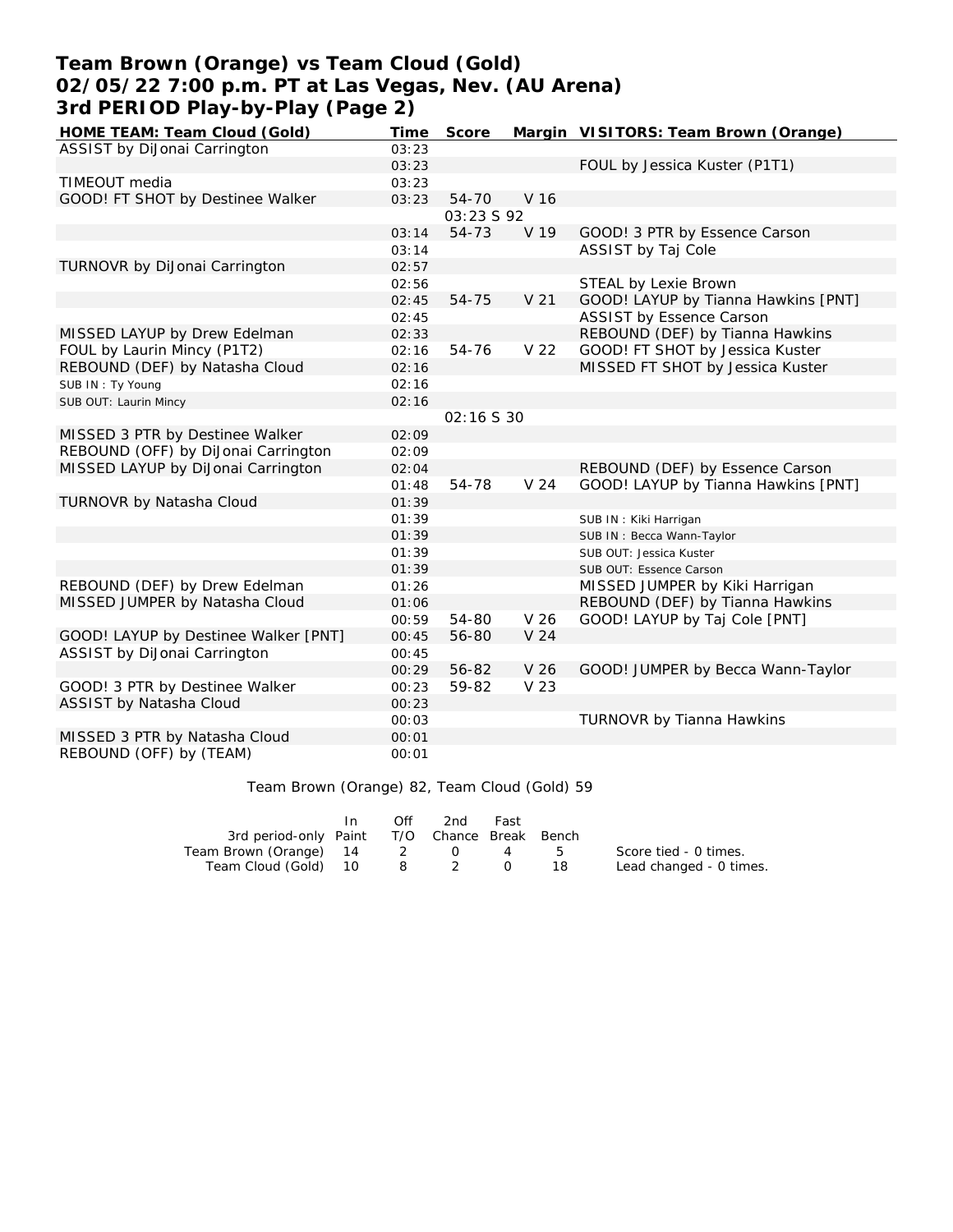# Team Brown (Orange) vs Team Cloud (Gold)
# 02/05/22 7:00 p.m. PT at Las Vegas, Nev. (AU Arena)
# 3rd PERIOD Play-by-Play (Page 2)

| HOME TEAM: Team Cloud (Gold) | Time | Score | Margin | VISITORS: Team Brown (Orange) |
|---|---|---|---|---|
| ASSIST by DiJonai Carrington | 03:23 | | | |
| | 03:23 | | | FOUL by Jessica Kuster (P1T1) |
| TIMEOUT media | 03:23 | | | |
| GOOD! FT SHOT by Destinee Walker | 03:23 | 54-70 | V 16 | |
| | | 03:23 S 92 | | |
| | 03:14 | 54-73 | V 19 | GOOD! 3 PTR by Essence Carson |
| | 03:14 | | | ASSIST by Taj Cole |
| TURNOVR by DiJonai Carrington | 02:57 | | | |
| | 02:56 | | | STEAL by Lexie Brown |
| | 02:45 | 54-75 | V 21 | GOOD! LAYUP by Tianna Hawkins [PNT] |
| | 02:45 | | | ASSIST by Essence Carson |
| MISSED LAYUP by Drew Edelman | 02:33 | | | REBOUND (DEF) by Tianna Hawkins |
| FOUL by Laurin Mincy (P1T2) | 02:16 | 54-76 | V 22 | GOOD! FT SHOT by Jessica Kuster |
| REBOUND (DEF) by Natasha Cloud | 02:16 | | | MISSED FT SHOT by Jessica Kuster |
| SUB IN : Ty Young | 02:16 | | | |
| SUB OUT: Laurin Mincy | 02:16 | | | |
| | | 02:16 S 30 | | |
| MISSED 3 PTR by Destinee Walker | 02:09 | | | |
| REBOUND (OFF) by DiJonai Carrington | 02:09 | | | |
| MISSED LAYUP by DiJonai Carrington | 02:04 | | | REBOUND (DEF) by Essence Carson |
| | 01:48 | 54-78 | V 24 | GOOD! LAYUP by Tianna Hawkins [PNT] |
| TURNOVR by Natasha Cloud | 01:39 | | | |
| | 01:39 | | | SUB IN : Kiki Harrigan |
| | 01:39 | | | SUB IN : Becca Wann-Taylor |
| | 01:39 | | | SUB OUT: Jessica Kuster |
| | 01:39 | | | SUB OUT: Essence Carson |
| REBOUND (DEF) by Drew Edelman | 01:26 | | | MISSED JUMPER by Kiki Harrigan |
| MISSED JUMPER by Natasha Cloud | 01:06 | | | REBOUND (DEF) by Tianna Hawkins |
| | 00:59 | 54-80 | V 26 | GOOD! LAYUP by Taj Cole [PNT] |
| GOOD! LAYUP by Destinee Walker [PNT] | 00:45 | 56-80 | V 24 | |
| ASSIST by DiJonai Carrington | 00:45 | | | |
| | 00:29 | 56-82 | V 26 | GOOD! JUMPER by Becca Wann-Taylor |
| GOOD! 3 PTR by Destinee Walker | 00:23 | 59-82 | V 23 | |
| ASSIST by Natasha Cloud | 00:23 | | | |
| | 00:03 | | | TURNOVR by Tianna Hawkins |
| MISSED 3 PTR by Natasha Cloud | 00:01 | | | |
| REBOUND (OFF) by (TEAM) | 00:01 | | | |

Team Brown (Orange) 82, Team Cloud (Gold) 59

| 3rd period-only | In Paint | Off T/O | 2nd Chance | Fast Break | Bench |
|---|---|---|---|---|---|
| Team Brown (Orange) | 14 | 2 | 0 | 4 | 5 |
| Team Cloud (Gold) | 10 | 8 | 2 | 0 | 18 |

Score tied - 0 times.
Lead changed - 0 times.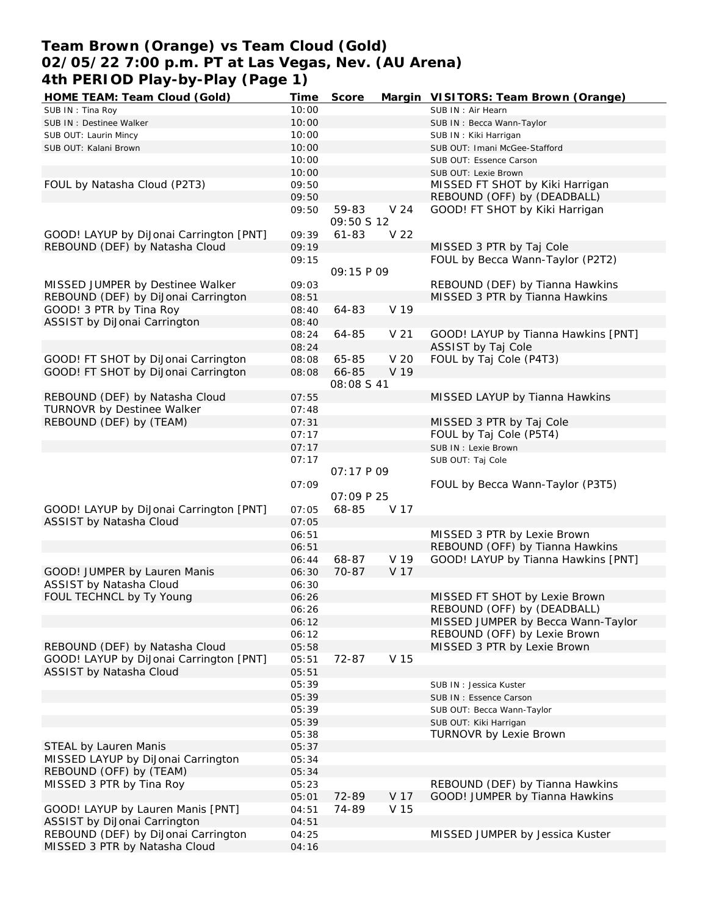# Team Brown (Orange) vs Team Cloud (Gold)
## 02/05/22 7:00 p.m. PT at Las Vegas, Nev. (AU Arena)
## 4th PERIOD Play-by-Play (Page 1)

| HOME TEAM: Team Cloud (Gold) | Time | Score | Margin | VISITORS: Team Brown (Orange) |
|---|---|---|---|---|
| SUB IN : Tina Roy | 10:00 | | | SUB IN : Air Hearn |
| SUB IN : Destinee Walker | 10:00 | | | SUB IN : Becca Wann-Taylor |
| SUB OUT: Laurin Mincy | 10:00 | | | SUB IN : Kiki Harrigan |
| SUB OUT: Kalani Brown | 10:00 | | | SUB OUT: Imani McGee-Stafford |
| | 10:00 | | | SUB OUT: Essence Carson |
| | 10:00 | | | SUB OUT: Lexie Brown |
| FOUL by Natasha Cloud (P2T3) | 09:50 | | | MISSED FT SHOT by Kiki Harrigan |
| | 09:50 | | | REBOUND (OFF) by (DEADBALL) |
| | 09:50 | 59-83 | V 24 | GOOD! FT SHOT by Kiki Harrigan |
| | | 09:50 S 12 | | |
| GOOD! LAYUP by DiJonai Carrington [PNT] | 09:39 | 61-83 | V 22 | |
| REBOUND (DEF) by Natasha Cloud | 09:19 | | | MISSED 3 PTR by Taj Cole |
| | 09:15 | | | FOUL by Becca Wann-Taylor (P2T2) |
| | | 09:15 P 09 | | |
| MISSED JUMPER by Destinee Walker | 09:03 | | | REBOUND (DEF) by Tianna Hawkins |
| REBOUND (DEF) by DiJonai Carrington | 08:51 | | | MISSED 3 PTR by Tianna Hawkins |
| GOOD! 3 PTR by Tina Roy | 08:40 | 64-83 | V 19 | |
| ASSIST by DiJonai Carrington | 08:40 | | | |
| | 08:24 | 64-85 | V 21 | GOOD! LAYUP by Tianna Hawkins [PNT] |
| | 08:24 | | | ASSIST by Taj Cole |
| GOOD! FT SHOT by DiJonai Carrington | 08:08 | 65-85 | V 20 | FOUL by Taj Cole (P4T3) |
| GOOD! FT SHOT by DiJonai Carrington | 08:08 | 66-85 | V 19 | |
| | | 08:08 S 41 | | |
| REBOUND (DEF) by Natasha Cloud | 07:55 | | | MISSED LAYUP by Tianna Hawkins |
| TURNOVR by Destinee Walker | 07:48 | | | |
| REBOUND (DEF) by (TEAM) | 07:31 | | | MISSED 3 PTR by Taj Cole |
| | 07:17 | | | FOUL by Taj Cole (P5T4) |
| | 07:17 | | | SUB IN : Lexie Brown |
| | 07:17 | | | SUB OUT: Taj Cole |
| | | 07:17 P 09 | | |
| | 07:09 | | | FOUL by Becca Wann-Taylor (P3T5) |
| | | 07:09 P 25 | | |
| GOOD! LAYUP by DiJonai Carrington [PNT] | 07:05 | 68-85 | V 17 | |
| ASSIST by Natasha Cloud | 07:05 | | | |
| | 06:51 | | | MISSED 3 PTR by Lexie Brown |
| | 06:51 | | | REBOUND (OFF) by Tianna Hawkins |
| | 06:44 | 68-87 | V 19 | GOOD! LAYUP by Tianna Hawkins [PNT] |
| GOOD! JUMPER by Lauren Manis | 06:30 | 70-87 | V 17 | |
| ASSIST by Natasha Cloud | 06:30 | | | |
| FOUL TECHNCL by Ty Young | 06:26 | | | MISSED FT SHOT by Lexie Brown |
| | 06:26 | | | REBOUND (OFF) by (DEADBALL) |
| | 06:12 | | | MISSED JUMPER by Becca Wann-Taylor |
| | 06:12 | | | REBOUND (OFF) by Lexie Brown |
| REBOUND (DEF) by Natasha Cloud | 05:58 | | | MISSED 3 PTR by Lexie Brown |
| GOOD! LAYUP by DiJonai Carrington [PNT] | 05:51 | 72-87 | V 15 | |
| ASSIST by Natasha Cloud | 05:51 | | | |
| | 05:39 | | | SUB IN : Jessica Kuster |
| | 05:39 | | | SUB IN : Essence Carson |
| | 05:39 | | | SUB OUT: Becca Wann-Taylor |
| | 05:39 | | | SUB OUT: Kiki Harrigan |
| | 05:38 | | | TURNOVR by Lexie Brown |
| STEAL by Lauren Manis | 05:37 | | | |
| MISSED LAYUP by DiJonai Carrington | 05:34 | | | |
| REBOUND (OFF) by (TEAM) | 05:34 | | | |
| MISSED 3 PTR by Tina Roy | 05:23 | | | REBOUND (DEF) by Tianna Hawkins |
| | 05:01 | 72-89 | V 17 | GOOD! JUMPER by Tianna Hawkins |
| GOOD! LAYUP by Lauren Manis [PNT] | 04:51 | 74-89 | V 15 | |
| ASSIST by DiJonai Carrington | 04:51 | | | |
| REBOUND (DEF) by DiJonai Carrington | 04:25 | | | MISSED JUMPER by Jessica Kuster |
| MISSED 3 PTR by Natasha Cloud | 04:16 | | | |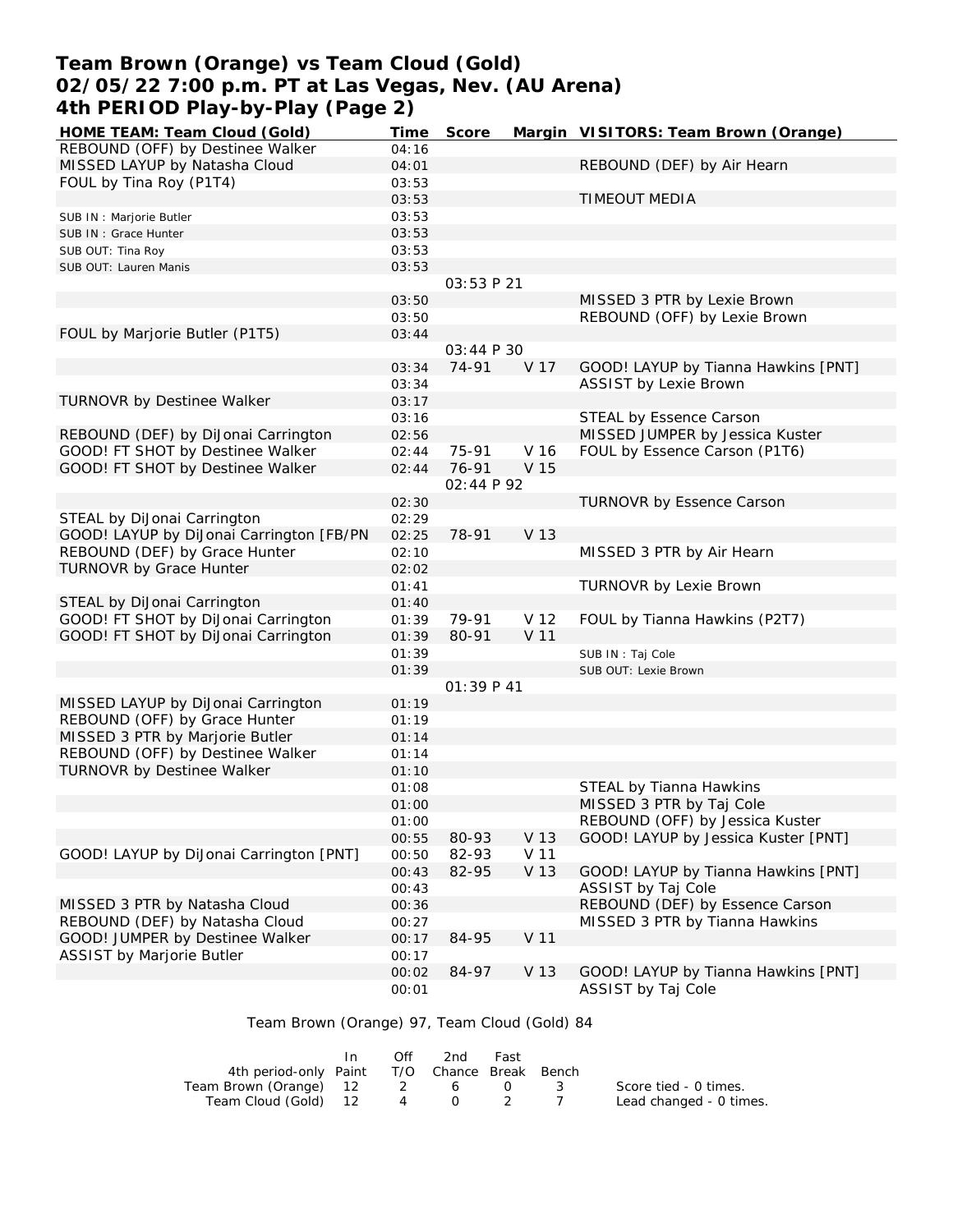# Team Brown (Orange) vs Team Cloud (Gold)
## 02/05/22 7:00 p.m. PT at Las Vegas, Nev. (AU Arena)
## 4th PERIOD Play-by-Play (Page 2)

| HOME TEAM: Team Cloud (Gold) | Time | Score | Margin | VISITORS: Team Brown (Orange) |
|---|---|---|---|---|
| REBOUND (OFF) by Destinee Walker | 04:16 | | | |
| MISSED LAYUP by Natasha Cloud | 04:01 | | | REBOUND (DEF) by Air Hearn |
| FOUL by Tina Roy (P1T4) | 03:53 | | | |
| | 03:53 | | | TIMEOUT MEDIA |
| SUB IN : Marjorie Butler | 03:53 | | | |
| SUB IN : Grace Hunter | 03:53 | | | |
| SUB OUT: Tina Roy | 03:53 | | | |
| SUB OUT: Lauren Manis | 03:53 | | | |
| | | 03:53 P 21 | | |
| | 03:50 | | | MISSED 3 PTR by Lexie Brown |
| | 03:50 | | | REBOUND (OFF) by Lexie Brown |
| FOUL by Marjorie Butler (P1T5) | 03:44 | | | |
| | | 03:44 P 30 | | |
| | 03:34 | 74-91 | V 17 | GOOD! LAYUP by Tianna Hawkins [PNT] |
| | 03:34 | | | ASSIST by Lexie Brown |
| TURNOVR by Destinee Walker | 03:17 | | | |
| | 03:16 | | | STEAL by Essence Carson |
| REBOUND (DEF) by DiJonai Carrington | 02:56 | | | MISSED JUMPER by Jessica Kuster |
| GOOD! FT SHOT by Destinee Walker | 02:44 | 75-91 | V 16 | FOUL by Essence Carson (P1T6) |
| GOOD! FT SHOT by Destinee Walker | 02:44 | 76-91 | V 15 | |
| | | 02:44 P 92 | | |
| | 02:30 | | | TURNOVR by Essence Carson |
| STEAL by DiJonai Carrington | 02:29 | | | |
| GOOD! LAYUP by DiJonai Carrington [FB/PN | 02:25 | 78-91 | V 13 | |
| REBOUND (DEF) by Grace Hunter | 02:10 | | | MISSED 3 PTR by Air Hearn |
| TURNOVR by Grace Hunter | 02:02 | | | |
| | 01:41 | | | TURNOVR by Lexie Brown |
| STEAL by DiJonai Carrington | 01:40 | | | |
| GOOD! FT SHOT by DiJonai Carrington | 01:39 | 79-91 | V 12 | FOUL by Tianna Hawkins (P2T7) |
| GOOD! FT SHOT by DiJonai Carrington | 01:39 | 80-91 | V 11 | |
| | 01:39 | | | SUB IN : Taj Cole |
| | 01:39 | | | SUB OUT: Lexie Brown |
| | | 01:39 P 41 | | |
| MISSED LAYUP by DiJonai Carrington | 01:19 | | | |
| REBOUND (OFF) by Grace Hunter | 01:19 | | | |
| MISSED 3 PTR by Marjorie Butler | 01:14 | | | |
| REBOUND (OFF) by Destinee Walker | 01:14 | | | |
| TURNOVR by Destinee Walker | 01:10 | | | |
| | 01:08 | | | STEAL by Tianna Hawkins |
| | 01:00 | | | MISSED 3 PTR by Taj Cole |
| | 01:00 | | | REBOUND (OFF) by Jessica Kuster |
| | 00:55 | 80-93 | V 13 | GOOD! LAYUP by Jessica Kuster [PNT] |
| GOOD! LAYUP by DiJonai Carrington [PNT] | 00:50 | 82-93 | V 11 | |
| | 00:43 | 82-95 | V 13 | GOOD! LAYUP by Tianna Hawkins [PNT] |
| | 00:43 | | | ASSIST by Taj Cole |
| MISSED 3 PTR by Natasha Cloud | 00:36 | | | REBOUND (DEF) by Essence Carson |
| REBOUND (DEF) by Natasha Cloud | 00:27 | | | MISSED 3 PTR by Tianna Hawkins |
| GOOD! JUMPER by Destinee Walker | 00:17 | 84-95 | V 11 | |
| ASSIST by Marjorie Butler | 00:17 | | | |
| | 00:02 | 84-97 | V 13 | GOOD! LAYUP by Tianna Hawkins [PNT] |
| | 00:01 | | | ASSIST by Taj Cole |

Team Brown (Orange) 97, Team Cloud (Gold) 84

| 4th period-only | In Paint | Off T/O | 2nd Chance | Fast Break | Bench |
|---|---|---|---|---|---|
| Team Brown (Orange) | 12 | 2 | 6 | 0 | 3 |
| Team Cloud (Gold) | 12 | 4 | 0 | 2 | 7 |

Score tied - 0 times.
Lead changed - 0 times.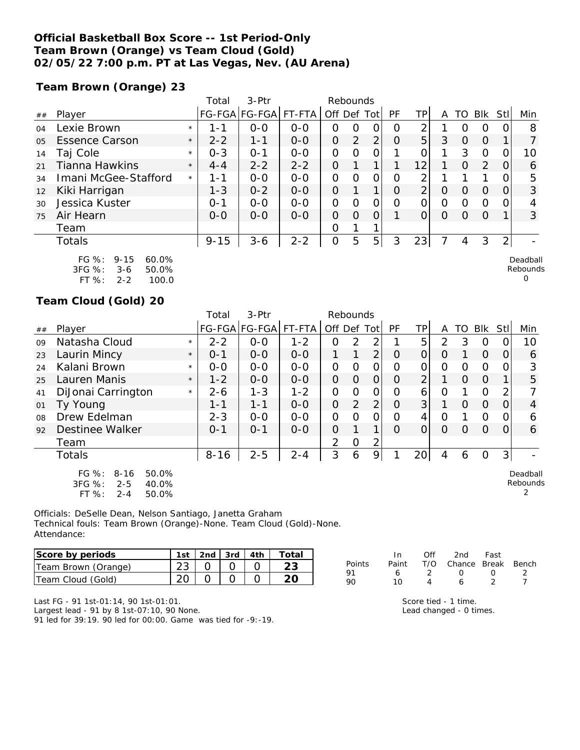# Official Basketball Box Score -- 1st Period-Only
## Team Brown (Orange) vs Team Cloud (Gold)
## 02/05/22 7:00 p.m. PT at Las Vegas, Nev. (AU Arena)

### Team Brown (Orange) 23

| ## | Player | | Total FG-FGA | 3-Ptr FG-FGA | FT-FTA | Rebounds Off | Def | Tot | PF | TP | A | TO | Blk | Stl | Min |
|---|---|---|---|---|---|---|---|---|---|---|---|---|---|---|---|
| 04 | Lexie Brown | * | 1-1 | 0-0 | 0-0 | 0 | 0 | 0 | 0 | 2 | 1 | 0 | 0 | 0 | 8 |
| 05 | Essence Carson | * | 2-2 | 1-1 | 0-0 | 0 | 2 | 2 | 0 | 5 | 3 | 0 | 0 | 1 | 7 |
| 14 | Taj Cole | * | 0-3 | 0-1 | 0-0 | 0 | 0 | 0 | 1 | 0 | 1 | 3 | 0 | 0 | 10 |
| 21 | Tianna Hawkins | * | 4-4 | 2-2 | 2-2 | 0 | 1 | 1 | 1 | 12 | 1 | 0 | 2 | 0 | 6 |
| 34 | Imani McGee-Stafford | * | 1-1 | 0-0 | 0-0 | 0 | 0 | 0 | 0 | 2 | 1 | 1 | 1 | 0 | 5 |
| 12 | Kiki Harrigan | | 1-3 | 0-2 | 0-0 | 0 | 1 | 1 | 0 | 2 | 0 | 0 | 0 | 0 | 3 |
| 30 | Jessica Kuster | | 0-1 | 0-0 | 0-0 | 0 | 0 | 0 | 0 | 0 | 0 | 0 | 0 | 0 | 4 |
| 75 | Air Hearn | | 0-0 | 0-0 | 0-0 | 0 | 0 | 0 | 1 | 0 | 0 | 0 | 0 | 1 | 3 |
| | Team | | | | | 0 | 1 | 1 | | | | | | | |
| | Totals | | 9-15 | 3-6 | 2-2 | 0 | 5 | 5 | 3 | 23 | 7 | 4 | 3 | 2 | - |

FG %: 9-15 60.0%
3FG %: 3-6 50.0%
FT %: 2-2 100.0

Deadball Rebounds 0

### Team Cloud (Gold) 20

| ## | Player | | Total FG-FGA | 3-Ptr FG-FGA | FT-FTA | Rebounds Off | Def | Tot | PF | TP | A | TO | Blk | Stl | Min |
|---|---|---|---|---|---|---|---|---|---|---|---|---|---|---|---|
| 09 | Natasha Cloud | * | 2-2 | 0-0 | 1-2 | 0 | 2 | 2 | 1 | 5 | 2 | 3 | 0 | 0 | 10 |
| 23 | Laurin Mincy | * | 0-1 | 0-0 | 0-0 | 1 | 1 | 2 | 0 | 0 | 0 | 1 | 0 | 0 | 6 |
| 24 | Kalani Brown | * | 0-0 | 0-0 | 0-0 | 0 | 0 | 0 | 0 | 0 | 0 | 0 | 0 | 0 | 3 |
| 25 | Lauren Manis | * | 1-2 | 0-0 | 0-0 | 0 | 0 | 0 | 0 | 2 | 1 | 0 | 0 | 1 | 5 |
| 41 | DiJonai Carrington | * | 2-6 | 1-3 | 1-2 | 0 | 0 | 0 | 0 | 6 | 0 | 1 | 0 | 2 | 7 |
| 01 | Ty Young | | 1-1 | 1-1 | 0-0 | 0 | 2 | 2 | 0 | 3 | 1 | 0 | 0 | 0 | 4 |
| 08 | Drew Edelman | | 2-3 | 0-0 | 0-0 | 0 | 0 | 0 | 0 | 4 | 0 | 1 | 0 | 0 | 6 |
| 92 | Destinee Walker | | 0-1 | 0-1 | 0-0 | 0 | 1 | 1 | 0 | 0 | 0 | 0 | 0 | 0 | 6 |
| | Team | | | | | 2 | 0 | 2 | | | | | | | |
| | Totals | | 8-16 | 2-5 | 2-4 | 3 | 6 | 9 | 1 | 20 | 4 | 6 | 0 | 3 | - |

FG %: 8-16 50.0%
3FG %: 2-5 40.0%
FT %: 2-4 50.0%

Deadball Rebounds 2

Officials: DeSelle Dean, Nelson Santiago, Janetta Graham
Technical fouls: Team Brown (Orange)-None. Team Cloud (Gold)-None.
Attendance:

| Score by periods | 1st | 2nd | 3rd | 4th | Total |
|---|---|---|---|---|---|
| Team Brown (Orange) | 23 | 0 | 0 | 0 | 23 |
| Team Cloud (Gold) | 20 | 0 | 0 | 0 | 20 |

| Points | In Paint | Off T/O | 2nd Chance | Fast Break | Bench |
|---|---|---|---|---|---|
| 91 | 6 | 2 | 0 | 0 | 2 |
| 90 | 10 | 4 | 6 | 2 | 7 |

Last FG - 91 1st-01:14, 90 1st-01:01.
Largest lead - 91 by 8 1st-07:10, 90 None.
91 led for 39:19. 90 led for 00:00. Game was tied for -9:-19.

Score tied - 1 time.
Lead changed - 0 times.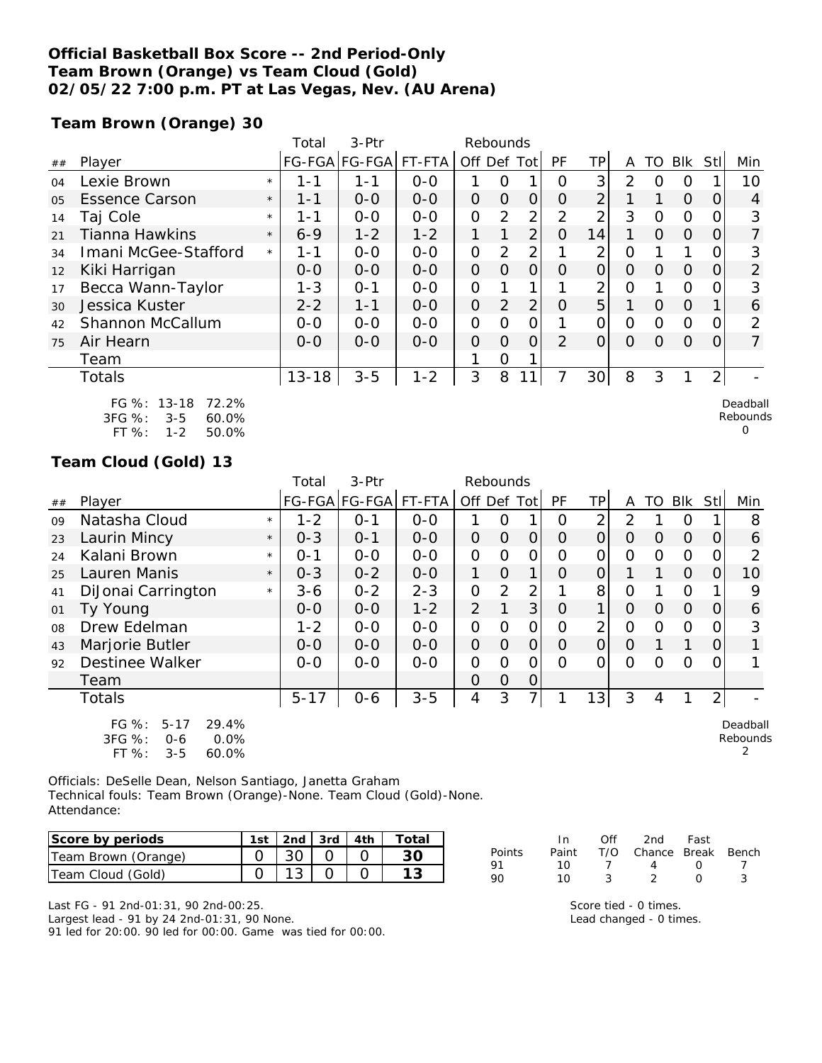**Official Basketball Box Score -- 2nd Period-Only**
**Team Brown (Orange) vs Team Cloud (Gold)**
**02/05/22 7:00 p.m. PT at Las Vegas, Nev. (AU Arena)**

**Team Brown (Orange) 30**

| ## | Player | | Total FG-FGA | 3-Ptr FG-FGA | FT-FTA | Rebounds Off | Def | Tot | PF | TP | A | TO | Blk | Stl | Min |
|---|---|---|---|---|---|---|---|---|---|---|---|---|---|---|---|
| 04 | Lexie Brown | * | 1-1 | 1-1 | 0-0 | 1 | 0 | 1 | 0 | 3 | 2 | 0 | 0 | 1 | 10 |
| 05 | Essence Carson | * | 1-1 | 0-0 | 0-0 | 0 | 0 | 0 | 0 | 2 | 1 | 1 | 0 | 0 | 4 |
| 14 | Taj Cole | * | 1-1 | 0-0 | 0-0 | 0 | 2 | 2 | 2 | 2 | 3 | 0 | 0 | 0 | 3 |
| 21 | Tianna Hawkins | * | 6-9 | 1-2 | 1-2 | 1 | 1 | 2 | 0 | 14 | 1 | 0 | 0 | 0 | 7 |
| 34 | Imani McGee-Stafford | * | 1-1 | 0-0 | 0-0 | 0 | 2 | 2 | 1 | 2 | 0 | 1 | 1 | 0 | 3 |
| 12 | Kiki Harrigan | | 0-0 | 0-0 | 0-0 | 0 | 0 | 0 | 0 | 0 | 0 | 0 | 0 | 0 | 2 |
| 17 | Becca Wann-Taylor | | 1-3 | 0-1 | 0-0 | 0 | 1 | 1 | 1 | 2 | 0 | 1 | 0 | 0 | 3 |
| 30 | Jessica Kuster | | 2-2 | 1-1 | 0-0 | 0 | 2 | 2 | 0 | 5 | 1 | 0 | 0 | 1 | 6 |
| 42 | Shannon McCallum | | 0-0 | 0-0 | 0-0 | 0 | 0 | 0 | 1 | 0 | 0 | 0 | 0 | 0 | 2 |
| 75 | Air Hearn | | 0-0 | 0-0 | 0-0 | 0 | 0 | 0 | 2 | 0 | 0 | 0 | 0 | 0 | 7 |
| | Team | | | | | 1 | 0 | 1 | | | | | | | |
| | Totals | | 13-18 | 3-5 | 1-2 | 3 | 8 | 11 | 7 | 30 | 8 | 3 | 1 | 2 | - |

FG %: 13-18 72.2%
3FG %: 3-5 60.0%
FT %: 1-2 50.0%

Deadball Rebounds 0

**Team Cloud (Gold) 13**

| ## | Player | | Total FG-FGA | 3-Ptr FG-FGA | FT-FTA | Rebounds Off | Def | Tot | PF | TP | A | TO | Blk | Stl | Min |
|---|---|---|---|---|---|---|---|---|---|---|---|---|---|---|---|
| 09 | Natasha Cloud | * | 1-2 | 0-1 | 0-0 | 1 | 0 | 1 | 0 | 2 | 2 | 1 | 0 | 1 | 8 |
| 23 | Laurin Mincy | * | 0-3 | 0-1 | 0-0 | 0 | 0 | 0 | 0 | 0 | 0 | 0 | 0 | 0 | 6 |
| 24 | Kalani Brown | * | 0-1 | 0-0 | 0-0 | 0 | 0 | 0 | 0 | 0 | 0 | 0 | 0 | 0 | 2 |
| 25 | Lauren Manis | * | 0-3 | 0-2 | 0-0 | 1 | 0 | 1 | 0 | 0 | 1 | 1 | 0 | 0 | 10 |
| 41 | DiJonai Carrington | * | 3-6 | 0-2 | 2-3 | 0 | 2 | 2 | 1 | 8 | 0 | 1 | 0 | 1 | 9 |
| 01 | Ty Young | | 0-0 | 0-0 | 1-2 | 2 | 1 | 3 | 0 | 1 | 0 | 0 | 0 | 0 | 6 |
| 08 | Drew Edelman | | 1-2 | 0-0 | 0-0 | 0 | 0 | 0 | 0 | 2 | 0 | 0 | 0 | 0 | 3 |
| 43 | Marjorie Butler | | 0-0 | 0-0 | 0-0 | 0 | 0 | 0 | 0 | 0 | 0 | 1 | 1 | 0 | 1 |
| 92 | Destinee Walker | | 0-0 | 0-0 | 0-0 | 0 | 0 | 0 | 0 | 0 | 0 | 0 | 0 | 0 | 1 |
| | Team | | | | | 0 | 0 | 0 | | | | | | | |
| | Totals | | 5-17 | 0-6 | 3-5 | 4 | 3 | 7 | 1 | 13 | 3 | 4 | 1 | 2 | - |

FG %: 5-17 29.4%
3FG %: 0-6 0.0%
FT %: 3-5 60.0%

Deadball Rebounds 2

Officials: DeSelle Dean, Nelson Santiago, Janetta Graham
Technical fouls: Team Brown (Orange)-None. Team Cloud (Gold)-None.
Attendance:

| Score by periods | 1st | 2nd | 3rd | 4th | Total |
|---|---|---|---|---|---|
| Team Brown (Orange) | 0 | 30 | 0 | 0 | **30** |
| Team Cloud (Gold) | 0 | 13 | 0 | 0 | **13** |

| Points | In Paint | Off T/O | 2nd Chance | Fast Break | Bench |
|---|---|---|---|---|---|
| 91 | 10 | 7 | 4 | 0 | 7 |
| 90 | 10 | 3 | 2 | 0 | 3 |

Last FG - 91 2nd-01:31, 90 2nd-00:25.
Largest lead - 91 by 24 2nd-01:31, 90 None.
91 led for 20:00. 90 led for 00:00. Game was tied for 00:00.

Score tied - 0 times.
Lead changed - 0 times.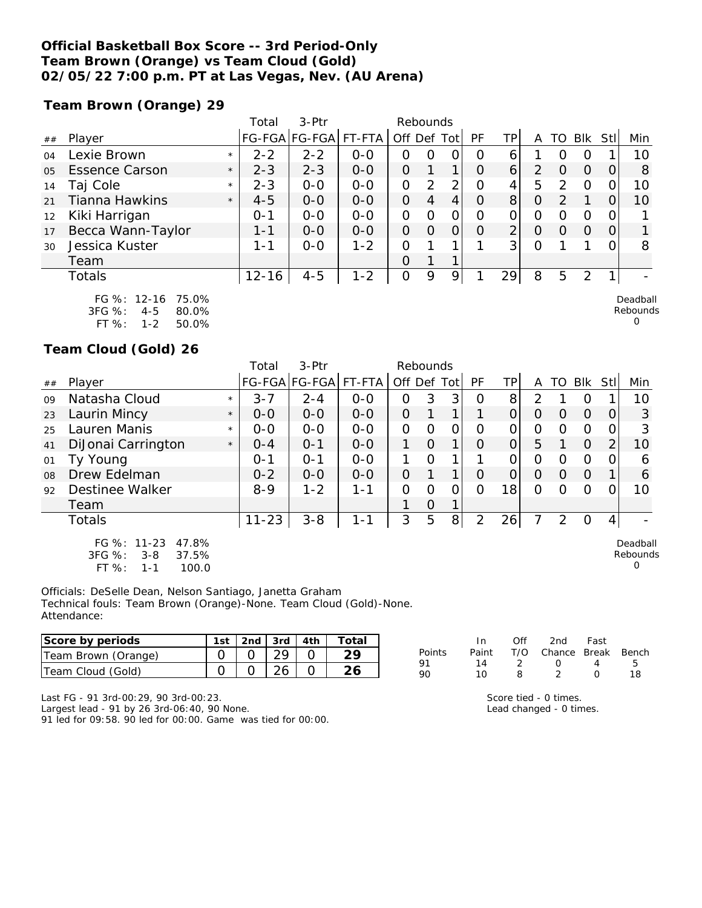**Official Basketball Box Score -- 3rd Period-Only**
**Team Brown (Orange) vs Team Cloud (Gold)**
**02/05/22 7:00 p.m. PT at Las Vegas, Nev. (AU Arena)**

**Team Brown (Orange) 29**

| ## | Player | | Total FG-FGA | 3-Ptr FG-FGA | FT-FTA | Rebounds Off | Def | Tot | PF | TP | A | TO | Blk | Stl | Min |
|---|---|---|---|---|---|---|---|---|---|---|---|---|---|---|---|
| 04 | Lexie Brown | * | 2-2 | 2-2 | 0-0 | 0 | 0 | 0 | 0 | 6 | 1 | 0 | 0 | 1 | 10 |
| 05 | Essence Carson | * | 2-3 | 2-3 | 0-0 | 0 | 1 | 1 | 0 | 6 | 2 | 0 | 0 | 0 | 8 |
| 14 | Taj Cole | * | 2-3 | 0-0 | 0-0 | 0 | 2 | 2 | 0 | 4 | 5 | 2 | 0 | 0 | 10 |
| 21 | Tianna Hawkins | * | 4-5 | 0-0 | 0-0 | 0 | 4 | 4 | 0 | 8 | 0 | 2 | 1 | 0 | 10 |
| 12 | Kiki Harrigan | | 0-1 | 0-0 | 0-0 | 0 | 0 | 0 | 0 | 0 | 0 | 0 | 0 | 0 | 1 |
| 17 | Becca Wann-Taylor | | 1-1 | 0-0 | 0-0 | 0 | 0 | 0 | 0 | 2 | 0 | 0 | 0 | 0 | 1 |
| 30 | Jessica Kuster | | 1-1 | 0-0 | 1-2 | 0 | 1 | 1 | 1 | 3 | 0 | 1 | 1 | 0 | 8 |
| | Team | | | | | 0 | 1 | 1 | | | | | | | |
| | Totals | | 12-16 | 4-5 | 1-2 | 0 | 9 | 9 | 1 | 29 | 8 | 5 | 2 | 1 | - |

FG %: 12-16 75.0%
3FG %: 4-5 80.0%
FT %: 1-2 50.0%

Deadball Rebounds 0

**Team Cloud (Gold) 26**

| ## | Player | | Total FG-FGA | 3-Ptr FG-FGA | FT-FTA | Rebounds Off | Def | Tot | PF | TP | A | TO | Blk | Stl | Min |
|---|---|---|---|---|---|---|---|---|---|---|---|---|---|---|---|
| 09 | Natasha Cloud | * | 3-7 | 2-4 | 0-0 | 0 | 3 | 3 | 0 | 8 | 2 | 1 | 0 | 1 | 10 |
| 23 | Laurin Mincy | * | 0-0 | 0-0 | 0-0 | 0 | 1 | 1 | 1 | 0 | 0 | 0 | 0 | 0 | 3 |
| 25 | Lauren Manis | * | 0-0 | 0-0 | 0-0 | 0 | 0 | 0 | 0 | 0 | 0 | 0 | 0 | 0 | 3 |
| 41 | DiJonai Carrington | * | 0-4 | 0-1 | 0-0 | 1 | 0 | 1 | 0 | 0 | 5 | 1 | 0 | 2 | 10 |
| 01 | Ty Young | | 0-1 | 0-1 | 0-0 | 1 | 0 | 1 | 1 | 0 | 0 | 0 | 0 | 0 | 6 |
| 08 | Drew Edelman | | 0-2 | 0-0 | 0-0 | 0 | 1 | 1 | 0 | 0 | 0 | 0 | 0 | 1 | 6 |
| 92 | Destinee Walker | | 8-9 | 1-2 | 1-1 | 0 | 0 | 0 | 0 | 18 | 0 | 0 | 0 | 0 | 10 |
| | Team | | | | | 1 | 0 | 1 | | | | | | | |
| | Totals | | 11-23 | 3-8 | 1-1 | 3 | 5 | 8 | 2 | 26 | 7 | 2 | 0 | 4 | - |

FG %: 11-23 47.8%
3FG %: 3-8 37.5%
FT %: 1-1 100.0

Deadball Rebounds 0

Officials: DeSelle Dean, Nelson Santiago, Janetta Graham
Technical fouls: Team Brown (Orange)-None. Team Cloud (Gold)-None.
Attendance:

| Score by periods | 1st | 2nd | 3rd | 4th | Total |
|---|---|---|---|---|---|
| Team Brown (Orange) | 0 | 0 | 29 | 0 | 29 |
| Team Cloud (Gold) | 0 | 0 | 26 | 0 | 26 |

| Points | In Paint | Off T/O | 2nd Chance | Fast Break | Bench |
|---|---|---|---|---|---|
| 91 | 14 | 2 | 0 | 4 | 5 |
| 90 | 10 | 8 | 2 | 0 | 18 |

Last FG - 91 3rd-00:29, 90 3rd-00:23.
Largest lead - 91 by 26 3rd-06:40, 90 None.
91 led for 09:58. 90 led for 00:00. Game was tied for 00:00.

Score tied - 0 times.
Lead changed - 0 times.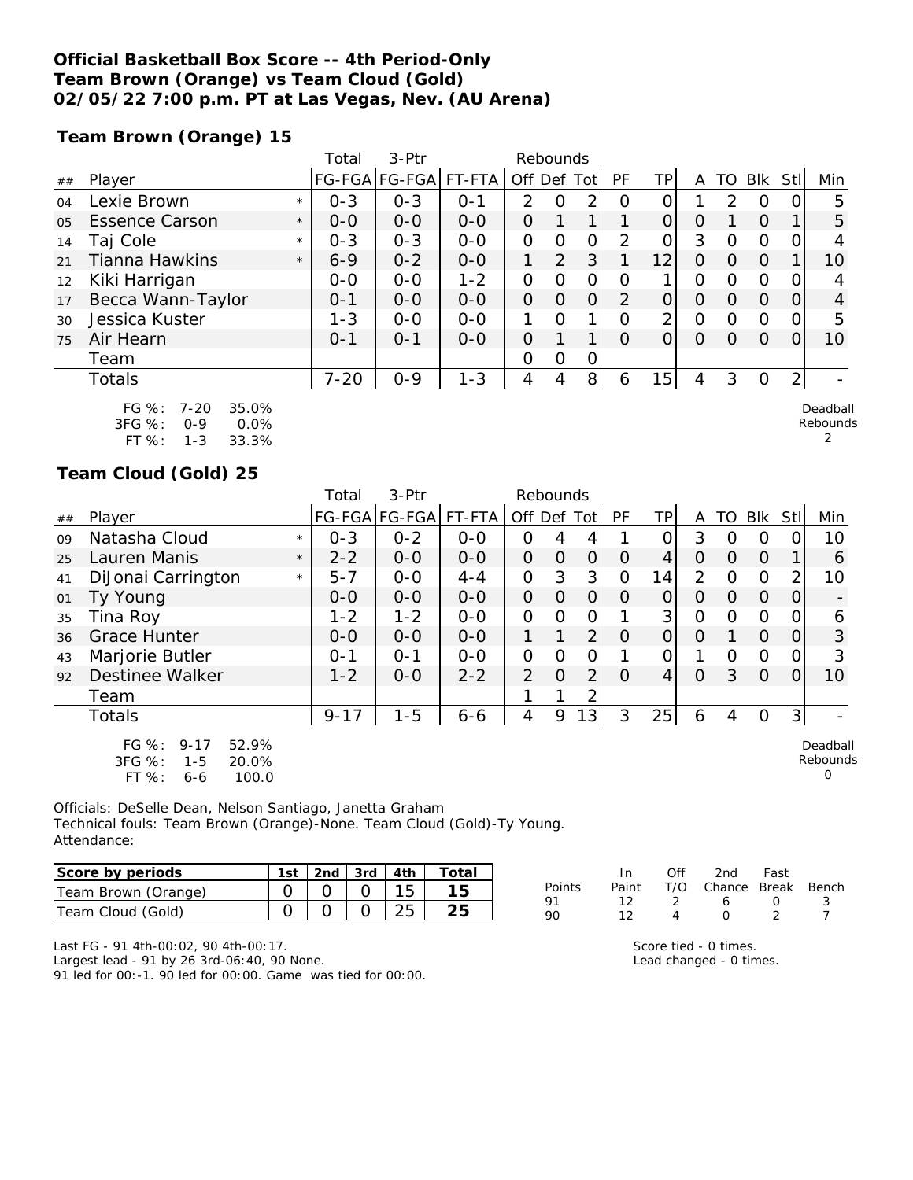# Official Basketball Box Score -- 4th Period-Only
## Team Brown (Orange) vs Team Cloud (Gold)
## 02/05/22 7:00 p.m. PT at Las Vegas, Nev. (AU Arena)

### Team Brown (Orange) 15

| ## | Player | | Total FG-FGA | 3-Ptr FG-FGA | FT-FTA | Off | Def | Tot | PF | TP | A | TO | Blk | Stl | Min |
|---|---|---|---|---|---|---|---|---|---|---|---|---|---|---|---|
| 04 | Lexie Brown | * | 0-3 | 0-3 | 0-1 | 2 | 0 | 2 | 0 | 0 | 1 | 2 | 0 | 0 | 5 |
| 05 | Essence Carson | * | 0-0 | 0-0 | 0-0 | 0 | 1 | 1 | 1 | 0 | 0 | 1 | 0 | 1 | 5 |
| 14 | Taj Cole | * | 0-3 | 0-3 | 0-0 | 0 | 0 | 0 | 2 | 0 | 3 | 0 | 0 | 0 | 4 |
| 21 | Tianna Hawkins | * | 6-9 | 0-2 | 0-0 | 1 | 2 | 3 | 1 | 12 | 0 | 0 | 0 | 1 | 10 |
| 12 | Kiki Harrigan | | 0-0 | 0-0 | 1-2 | 0 | 0 | 0 | 0 | 1 | 0 | 0 | 0 | 0 | 4 |
| 17 | Becca Wann-Taylor | | 0-1 | 0-0 | 0-0 | 0 | 0 | 0 | 2 | 0 | 0 | 0 | 0 | 0 | 4 |
| 30 | Jessica Kuster | | 1-3 | 0-0 | 0-0 | 1 | 0 | 1 | 0 | 2 | 0 | 0 | 0 | 0 | 5 |
| 75 | Air Hearn | | 0-1 | 0-1 | 0-0 | 0 | 1 | 1 | 0 | 0 | 0 | 0 | 0 | 0 | 10 |
| | Team | | | | | 0 | 0 | 0 | | | | | | | |
| | Totals | | 7-20 | 0-9 | 1-3 | 4 | 4 | 8 | 6 | 15 | 4 | 3 | 0 | 2 | - |

FG %: 7-20 35.0%
3FG %: 0-9 0.0%
FT %: 1-3 33.3%

Deadball Rebounds 2

### Team Cloud (Gold) 25

| ## | Player | | Total FG-FGA | 3-Ptr FG-FGA | FT-FTA | Off | Def | Tot | PF | TP | A | TO | Blk | Stl | Min |
|---|---|---|---|---|---|---|---|---|---|---|---|---|---|---|---|
| 09 | Natasha Cloud | * | 0-3 | 0-2 | 0-0 | 0 | 4 | 4 | 1 | 0 | 3 | 0 | 0 | 0 | 10 |
| 25 | Lauren Manis | * | 2-2 | 0-0 | 0-0 | 0 | 0 | 0 | 0 | 4 | 0 | 0 | 0 | 1 | 6 |
| 41 | DiJonai Carrington | * | 5-7 | 0-0 | 4-4 | 0 | 3 | 3 | 0 | 14 | 2 | 0 | 0 | 2 | 10 |
| 01 | Ty Young | | 0-0 | 0-0 | 0-0 | 0 | 0 | 0 | 0 | 0 | 0 | 0 | 0 | 0 | - |
| 35 | Tina Roy | | 1-2 | 1-2 | 0-0 | 0 | 0 | 0 | 1 | 3 | 0 | 0 | 0 | 0 | 6 |
| 36 | Grace Hunter | | 0-0 | 0-0 | 0-0 | 1 | 1 | 2 | 0 | 0 | 0 | 1 | 0 | 0 | 3 |
| 43 | Marjorie Butler | | 0-1 | 0-1 | 0-0 | 0 | 0 | 0 | 1 | 0 | 1 | 0 | 0 | 0 | 3 |
| 92 | Destinee Walker | | 1-2 | 0-0 | 2-2 | 2 | 0 | 2 | 0 | 4 | 0 | 3 | 0 | 0 | 10 |
| | Team | | | | | 1 | 1 | 2 | | | | | | | |
| | Totals | | 9-17 | 1-5 | 6-6 | 4 | 9 | 13 | 3 | 25 | 6 | 4 | 0 | 3 | - |

FG %: 9-17 52.9%
3FG %: 1-5 20.0%
FT %: 6-6 100.0

Deadball Rebounds 0

Officials: DeSelle Dean, Nelson Santiago, Janetta Graham
Technical fouls: Team Brown (Orange)-None. Team Cloud (Gold)-Ty Young.
Attendance:

| Score by periods | 1st | 2nd | 3rd | 4th | Total |
|---|---|---|---|---|---|
| Team Brown (Orange) | 0 | 0 | 0 | 15 | 15 |
| Team Cloud (Gold) | 0 | 0 | 0 | 25 | 25 |

| Points | In Paint | Off T/O | 2nd Chance | Fast Break | Bench |
|---|---|---|---|---|---|
| 91 | 12 | 2 | 6 | 0 | 3 |
| 90 | 12 | 4 | 0 | 2 | 7 |

Last FG - 91 4th-00:02, 90 4th-00:17.
Largest lead - 91 by 26 3rd-06:40, 90 None.
91 led for 00:-1. 90 led for 00:00. Game was tied for 00:00.

Score tied - 0 times.
Lead changed - 0 times.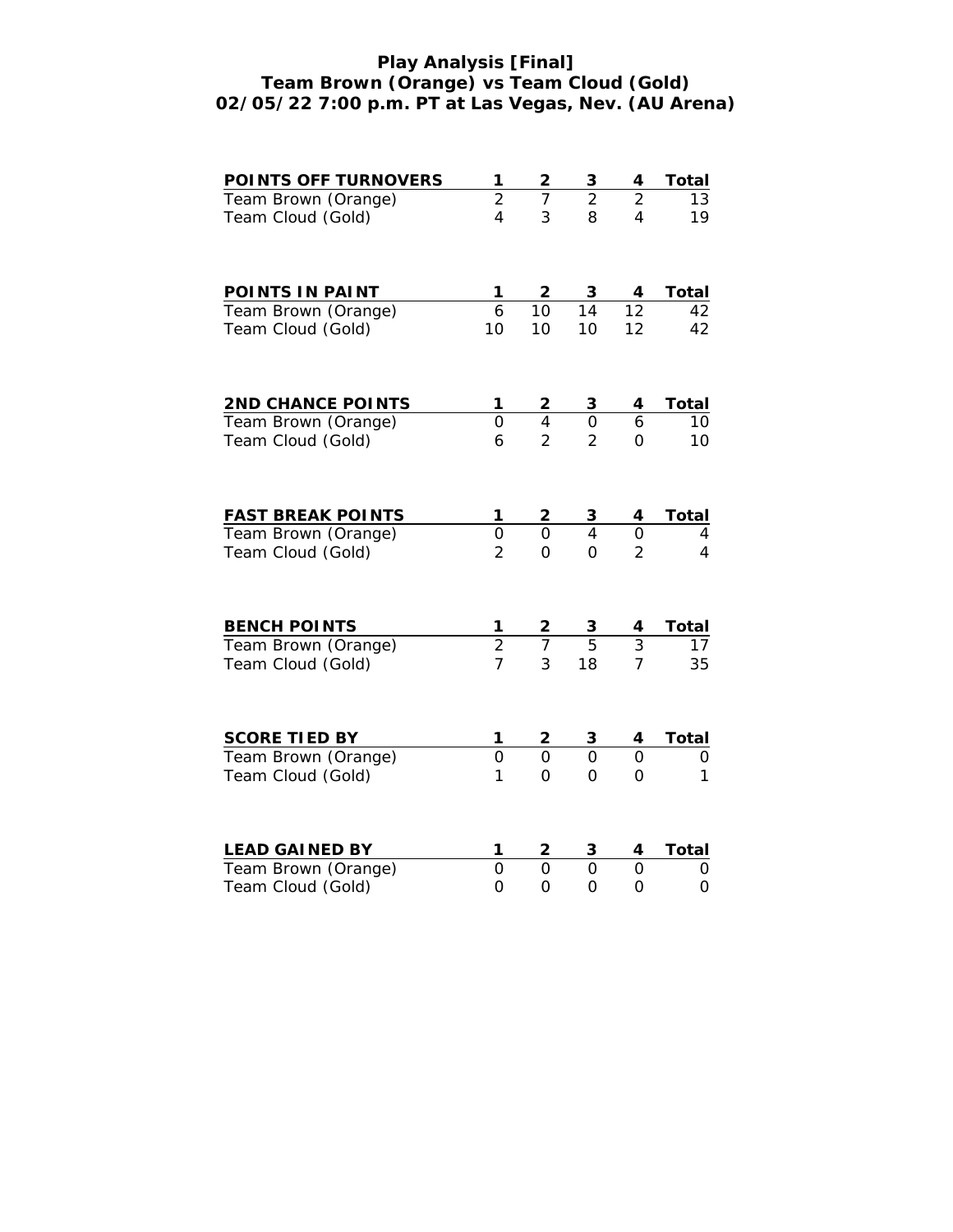**Play Analysis [Final]**
**Team Brown (Orange) vs Team Cloud (Gold)**
**02/05/22 7:00 p.m. PT at Las Vegas, Nev. (AU Arena)**

| POINTS OFF TURNOVERS | 1 | 2 | 3 | 4 | Total |
|---|---|---|---|---|---|
| Team Brown (Orange) | 2 | 7 | 2 | 2 | 13 |
| Team Cloud (Gold) | 4 | 3 | 8 | 4 | 19 |

| POINTS IN PAINT | 1 | 2 | 3 | 4 | Total |
|---|---|---|---|---|---|
| Team Brown (Orange) | 6 | 10 | 14 | 12 | 42 |
| Team Cloud (Gold) | 10 | 10 | 10 | 12 | 42 |

| 2ND CHANCE POINTS | 1 | 2 | 3 | 4 | Total |
|---|---|---|---|---|---|
| Team Brown (Orange) | 0 | 4 | 0 | 6 | 10 |
| Team Cloud (Gold) | 6 | 2 | 2 | 0 | 10 |

| FAST BREAK POINTS | 1 | 2 | 3 | 4 | Total |
|---|---|---|---|---|---|
| Team Brown (Orange) | 0 | 0 | 4 | 0 | 4 |
| Team Cloud (Gold) | 2 | 0 | 0 | 2 | 4 |

| BENCH POINTS | 1 | 2 | 3 | 4 | Total |
|---|---|---|---|---|---|
| Team Brown (Orange) | 2 | 7 | 5 | 3 | 17 |
| Team Cloud (Gold) | 7 | 3 | 18 | 7 | 35 |

| SCORE TIED BY | 1 | 2 | 3 | 4 | Total |
|---|---|---|---|---|---|
| Team Brown (Orange) | 0 | 0 | 0 | 0 | 0 |
| Team Cloud (Gold) | 1 | 0 | 0 | 0 | 1 |

| LEAD GAINED BY | 1 | 2 | 3 | 4 | Total |
|---|---|---|---|---|---|
| Team Brown (Orange) | 0 | 0 | 0 | 0 | 0 |
| Team Cloud (Gold) | 0 | 0 | 0 | 0 | 0 |